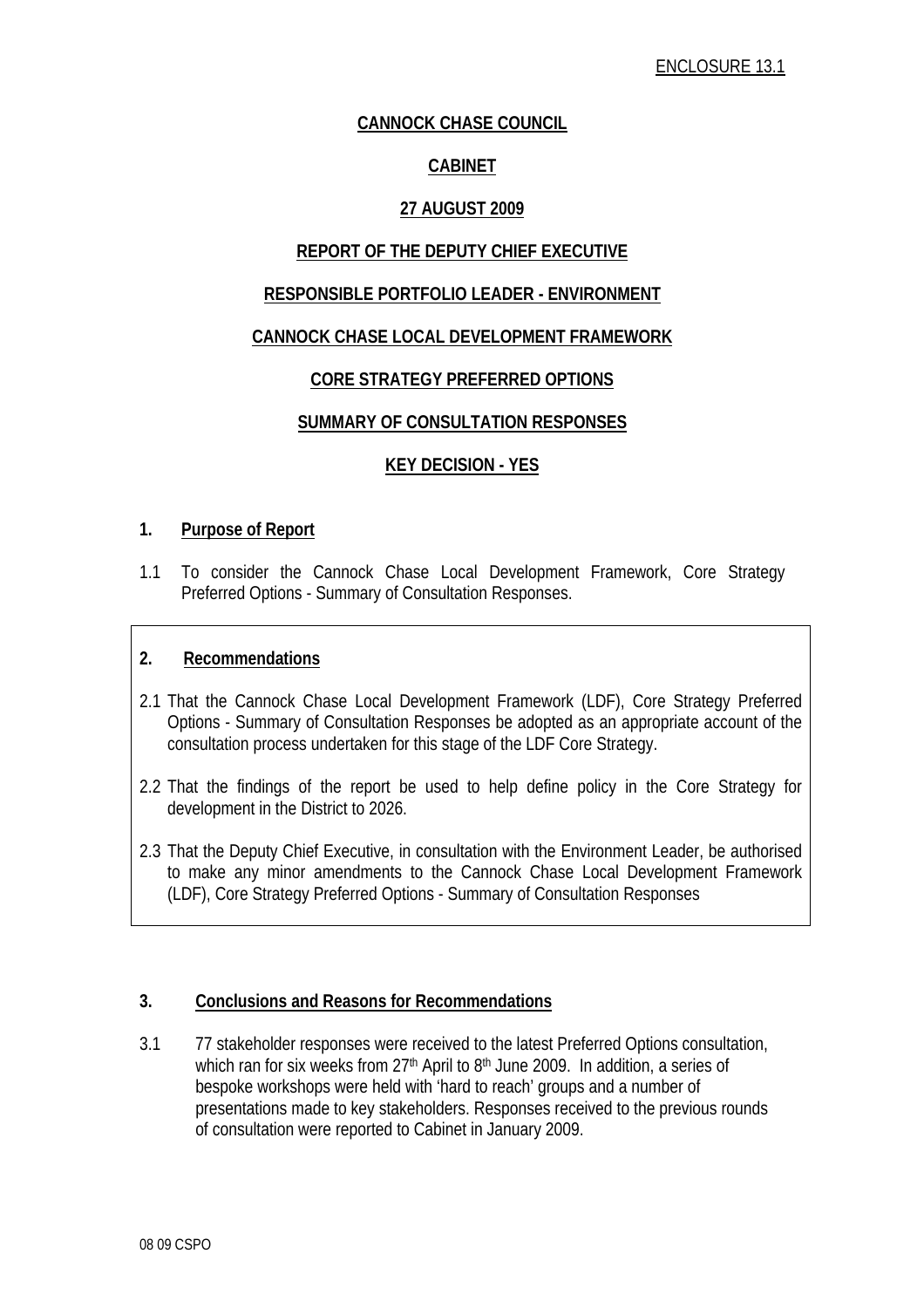ENCLOSURE 13.1

**CANNOCK CHASE COUNCIL**

**CABINET**

**27 AUGUST 2009**

**REPORT OF THE DEPUTY CHIEF EXECUTIVE**

**RESPONSIBLE PORTFOLIO LEADER - ENVIRONMENT**

**CANNOCK CHASE LOCAL DEVELOPMENT FRAMEWORK**

**CORE STRATEGY PREFERRED OPTIONS**

**SUMMARY OF CONSULTATION RESPONSES**

**KEY DECISION - YES**

## 1. Purpose of Report

1.1 To consider the Cannock Chase Local Development Framework, Core Strategy Preferred Options - Summary of Consultation Responses.

## 2. Recommendations

2.1 That the Cannock Chase Local Development Framework (LDF), Core Strategy Preferred Options - Summary of Consultation Responses be adopted as an appropriate account of the consultation process undertaken for this stage of the LDF Core Strategy.

2.2 That the findings of the report be used to help define policy in the Core Strategy for development in the District to 2026.

2.3 That the Deputy Chief Executive, in consultation with the Environment Leader, be authorised to make any minor amendments to the Cannock Chase Local Development Framework (LDF), Core Strategy Preferred Options - Summary of Consultation Responses

## 3. Conclusions and Reasons for Recommendations

3.1 77 stakeholder responses were received to the latest Preferred Options consultation, which ran for six weeks from 27th April to 8th June 2009. In addition, a series of bespoke workshops were held with 'hard to reach' groups and a number of presentations made to key stakeholders. Responses received to the previous rounds of consultation were reported to Cabinet in January 2009.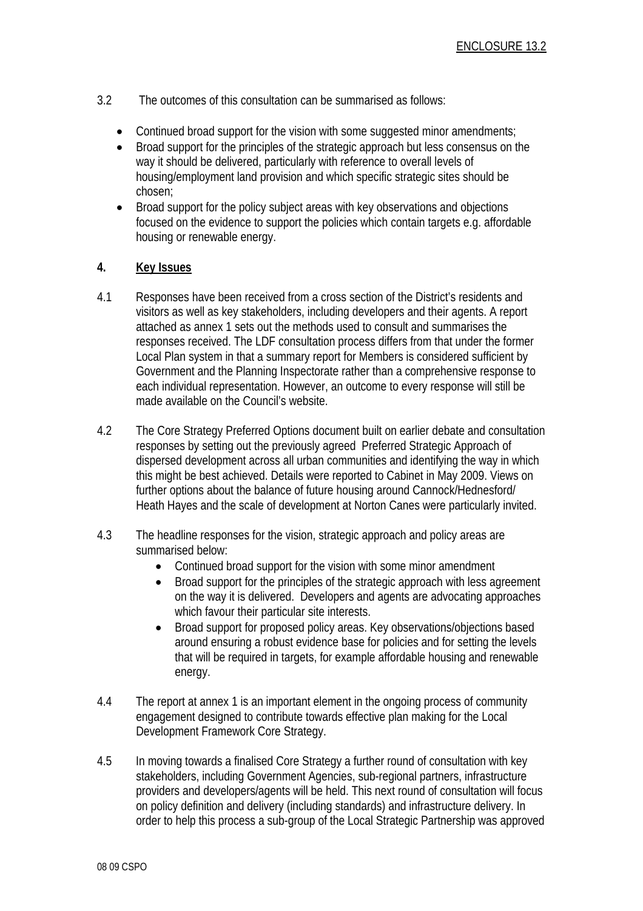3.2 The outcomes of this consultation can be summarised as follows:

- Continued broad support for the vision with some suggested minor amendments;
- Broad support for the principles of the strategic approach but less consensus on the way it should be delivered, particularly with reference to overall levels of housing/employment land provision and which specific strategic sites should be chosen;
- Broad support for the policy subject areas with key observations and objections focused on the evidence to support the policies which contain targets e.g. affordable housing or renewable energy.

## 4. Key Issues

4.1 Responses have been received from a cross section of the District's residents and visitors as well as key stakeholders, including developers and their agents. A report attached as annex 1 sets out the methods used to consult and summarises the responses received. The LDF consultation process differs from that under the former Local Plan system in that a summary report for Members is considered sufficient by Government and the Planning Inspectorate rather than a comprehensive response to each individual representation. However, an outcome to every response will still be made available on the Council's website.

4.2 The Core Strategy Preferred Options document built on earlier debate and consultation responses by setting out the previously agreed Preferred Strategic Approach of dispersed development across all urban communities and identifying the way in which this might be best achieved. Details were reported to Cabinet in May 2009. Views on further options about the balance of future housing around Cannock/Hednesford/ Heath Hayes and the scale of development at Norton Canes were particularly invited.

4.3 The headline responses for the vision, strategic approach and policy areas are summarised below:

- Continued broad support for the vision with some minor amendment
- Broad support for the principles of the strategic approach with less agreement on the way it is delivered. Developers and agents are advocating approaches which favour their particular site interests.
- Broad support for proposed policy areas. Key observations/objections based around ensuring a robust evidence base for policies and for setting the levels that will be required in targets, for example affordable housing and renewable energy.

4.4 The report at annex 1 is an important element in the ongoing process of community engagement designed to contribute towards effective plan making for the Local Development Framework Core Strategy.

4.5 In moving towards a finalised Core Strategy a further round of consultation with key stakeholders, including Government Agencies, sub-regional partners, infrastructure providers and developers/agents will be held. This next round of consultation will focus on policy definition and delivery (including standards) and infrastructure delivery. In order to help this process a sub-group of the Local Strategic Partnership was approved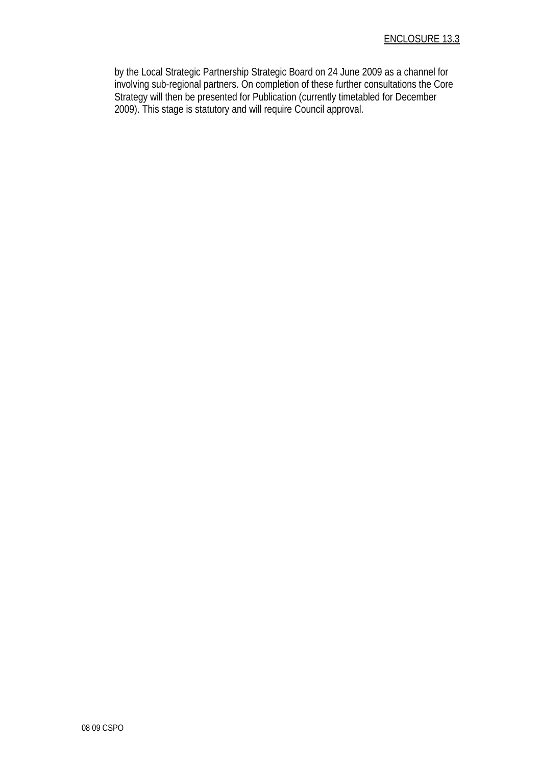by the Local Strategic Partnership Strategic Board on 24 June 2009 as a channel for involving sub-regional partners. On completion of these further consultations the Core Strategy will then be presented for Publication (currently timetabled for December 2009). This stage is statutory and will require Council approval.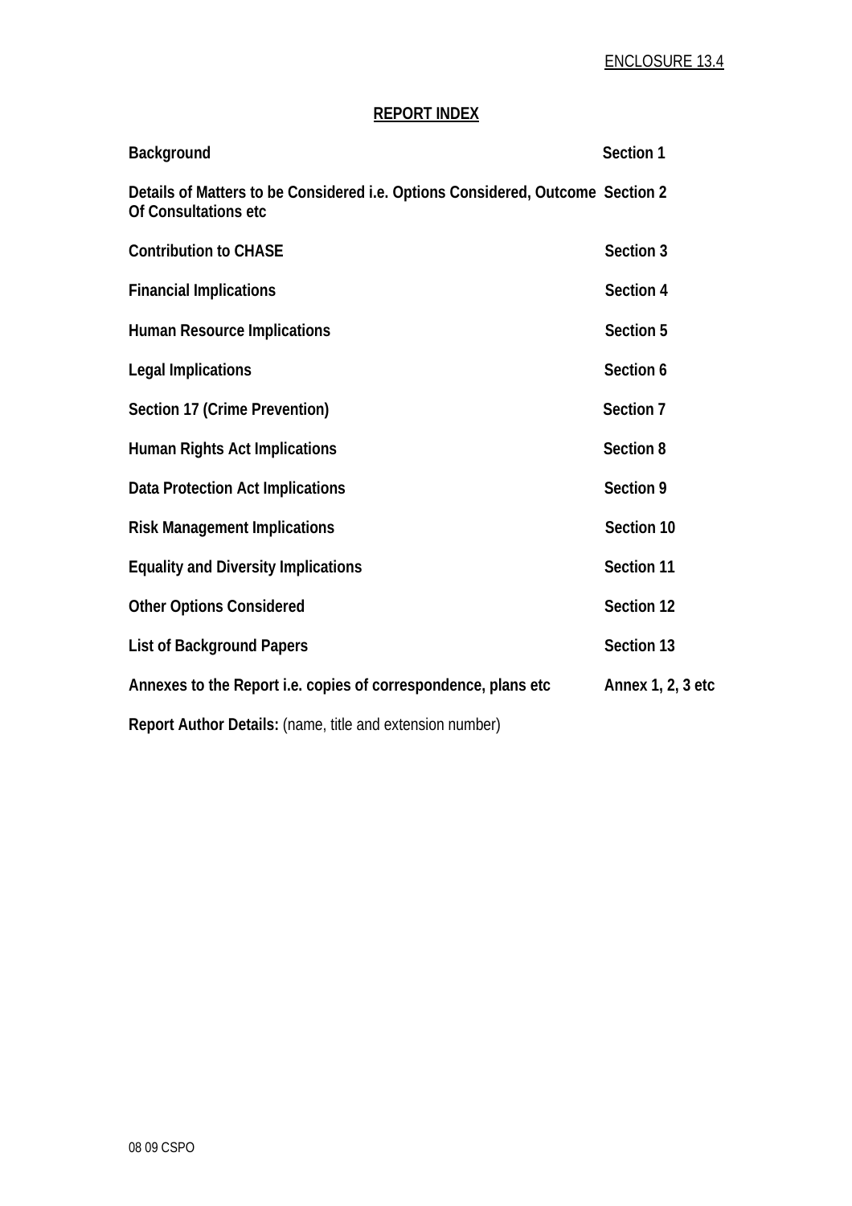ENCLOSURE 13.4

## REPORT INDEX

| | |
|---|---|
| **Background** | **Section 1** |
| **Details of Matters to be Considered i.e. Options Considered, Outcome Of Consultations etc** | **Section 2** |
| **Contribution to CHASE** | **Section 3** |
| **Financial Implications** | **Section 4** |
| **Human Resource Implications** | **Section 5** |
| **Legal Implications** | **Section 6** |
| **Section 17 (Crime Prevention)** | **Section 7** |
| **Human Rights Act Implications** | **Section 8** |
| **Data Protection Act Implications** | **Section 9** |
| **Risk Management Implications** | **Section 10** |
| **Equality and Diversity Implications** | **Section 11** |
| **Other Options Considered** | **Section 12** |
| **List of Background Papers** | **Section 13** |
| **Annexes to the Report i.e. copies of correspondence, plans etc** | **Annex 1, 2, 3 etc** |

**Report Author Details:** (name, title and extension number)

08 09 CSPO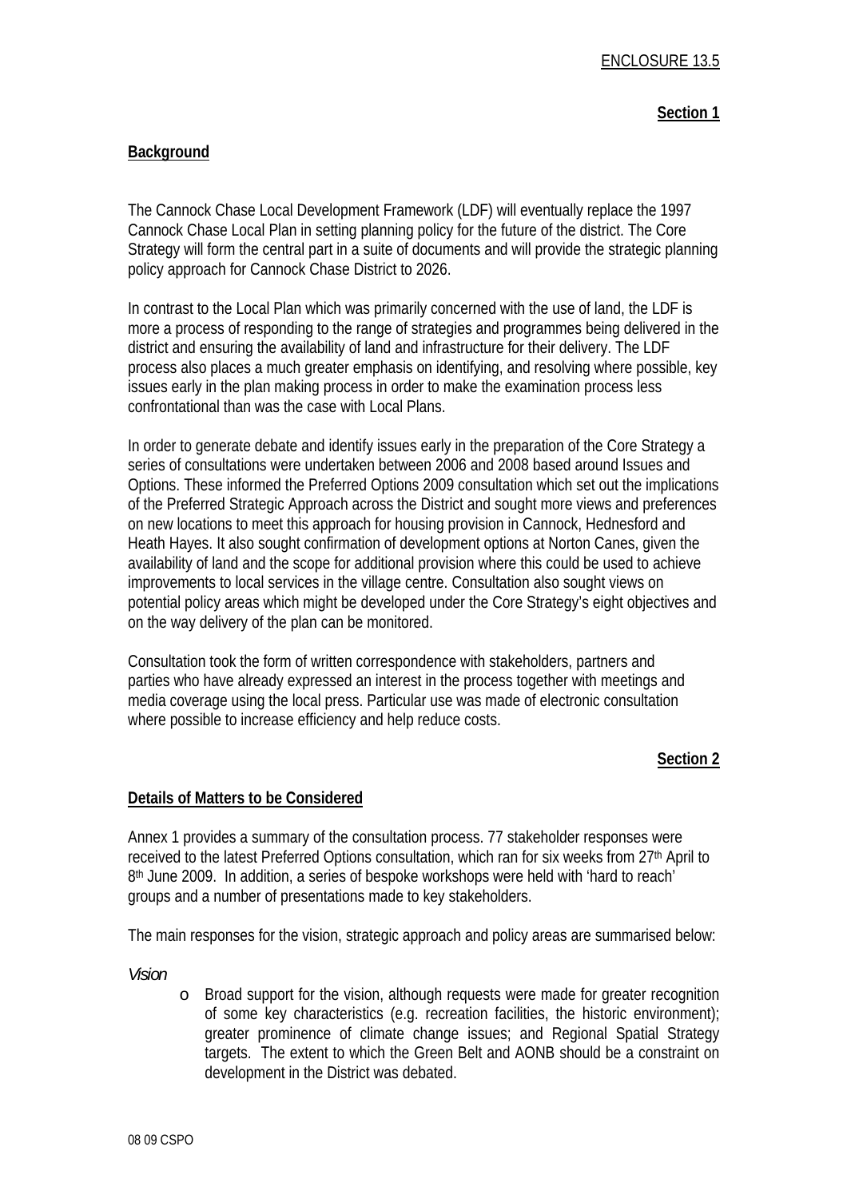ENCLOSURE 13.5

**Section 1**

## Background

The Cannock Chase Local Development Framework (LDF) will eventually replace the 1997 Cannock Chase Local Plan in setting planning policy for the future of the district. The Core Strategy will form the central part in a suite of documents and will provide the strategic planning policy approach for Cannock Chase District to 2026.

In contrast to the Local Plan which was primarily concerned with the use of land, the LDF is more a process of responding to the range of strategies and programmes being delivered in the district and ensuring the availability of land and infrastructure for their delivery. The LDF process also places a much greater emphasis on identifying, and resolving where possible, key issues early in the plan making process in order to make the examination process less confrontational than was the case with Local Plans.

In order to generate debate and identify issues early in the preparation of the Core Strategy a series of consultations were undertaken between 2006 and 2008 based around Issues and Options. These informed the Preferred Options 2009 consultation which set out the implications of the Preferred Strategic Approach across the District and sought more views and preferences on new locations to meet this approach for housing provision in Cannock, Hednesford and Heath Hayes. It also sought confirmation of development options at Norton Canes, given the availability of land and the scope for additional provision where this could be used to achieve improvements to local services in the village centre. Consultation also sought views on potential policy areas which might be developed under the Core Strategy's eight objectives and on the way delivery of the plan can be monitored.

Consultation took the form of written correspondence with stakeholders, partners and parties who have already expressed an interest in the process together with meetings and media coverage using the local press. Particular use was made of electronic consultation where possible to increase efficiency and help reduce costs.

**Section 2**

## Details of Matters to be Considered

Annex 1 provides a summary of the consultation process. 77 stakeholder responses were received to the latest Preferred Options consultation, which ran for six weeks from 27th April to 8th June 2009. In addition, a series of bespoke workshops were held with 'hard to reach' groups and a number of presentations made to key stakeholders.

The main responses for the vision, strategic approach and policy areas are summarised below:

*Vision*

- Broad support for the vision, although requests were made for greater recognition of some key characteristics (e.g. recreation facilities, the historic environment); greater prominence of climate change issues; and Regional Spatial Strategy targets. The extent to which the Green Belt and AONB should be a constraint on development in the District was debated.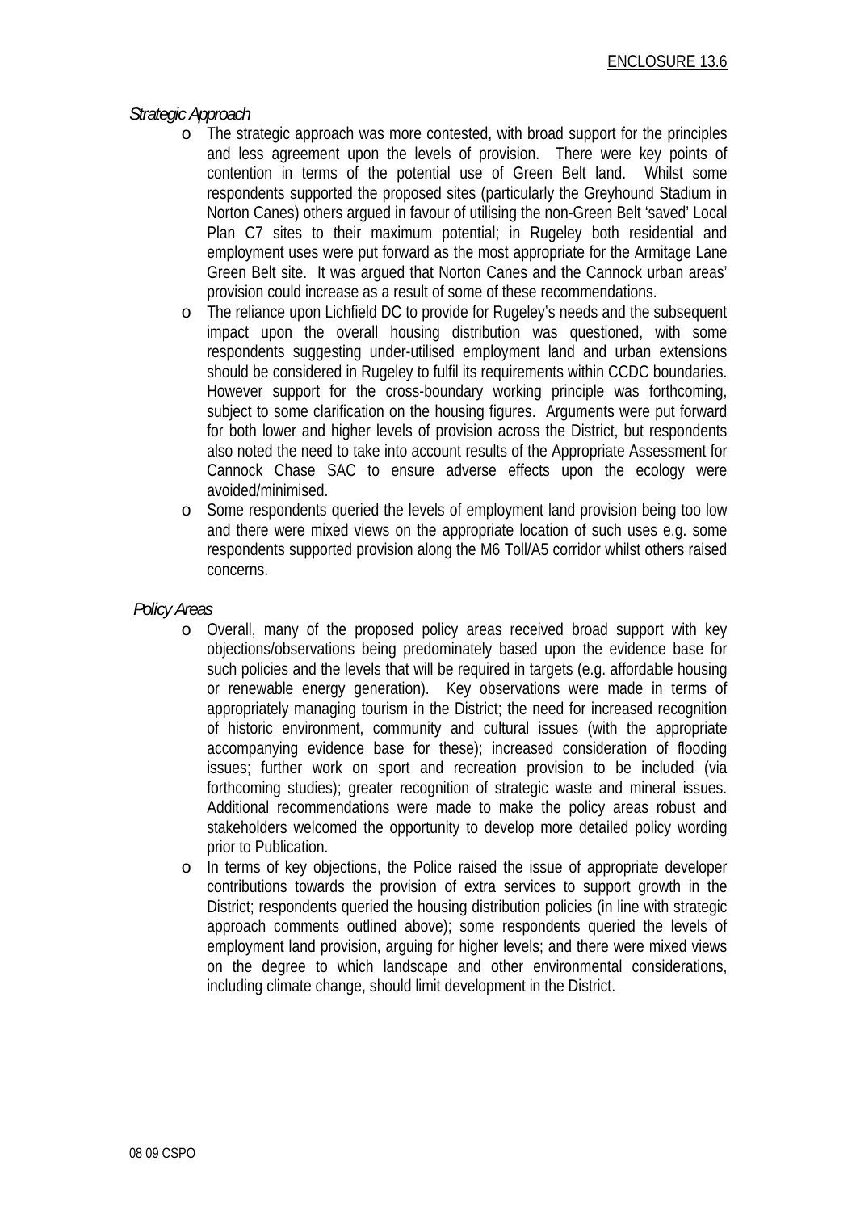*Strategic Approach*

- The strategic approach was more contested, with broad support for the principles and less agreement upon the levels of provision. There were key points of contention in terms of the potential use of Green Belt land. Whilst some respondents supported the proposed sites (particularly the Greyhound Stadium in Norton Canes) others argued in favour of utilising the non-Green Belt 'saved' Local Plan C7 sites to their maximum potential; in Rugeley both residential and employment uses were put forward as the most appropriate for the Armitage Lane Green Belt site. It was argued that Norton Canes and the Cannock urban areas' provision could increase as a result of some of these recommendations.
- The reliance upon Lichfield DC to provide for Rugeley's needs and the subsequent impact upon the overall housing distribution was questioned, with some respondents suggesting under-utilised employment land and urban extensions should be considered in Rugeley to fulfil its requirements within CCDC boundaries. However support for the cross-boundary working principle was forthcoming, subject to some clarification on the housing figures. Arguments were put forward for both lower and higher levels of provision across the District, but respondents also noted the need to take into account results of the Appropriate Assessment for Cannock Chase SAC to ensure adverse effects upon the ecology were avoided/minimised.
- Some respondents queried the levels of employment land provision being too low and there were mixed views on the appropriate location of such uses e.g. some respondents supported provision along the M6 Toll/A5 corridor whilst others raised concerns.

*Policy Areas*

- Overall, many of the proposed policy areas received broad support with key objections/observations being predominately based upon the evidence base for such policies and the levels that will be required in targets (e.g. affordable housing or renewable energy generation). Key observations were made in terms of appropriately managing tourism in the District; the need for increased recognition of historic environment, community and cultural issues (with the appropriate accompanying evidence base for these); increased consideration of flooding issues; further work on sport and recreation provision to be included (via forthcoming studies); greater recognition of strategic waste and mineral issues. Additional recommendations were made to make the policy areas robust and stakeholders welcomed the opportunity to develop more detailed policy wording prior to Publication.
- In terms of key objections, the Police raised the issue of appropriate developer contributions towards the provision of extra services to support growth in the District; respondents queried the housing distribution policies (in line with strategic approach comments outlined above); some respondents queried the levels of employment land provision, arguing for higher levels; and there were mixed views on the degree to which landscape and other environmental considerations, including climate change, should limit development in the District.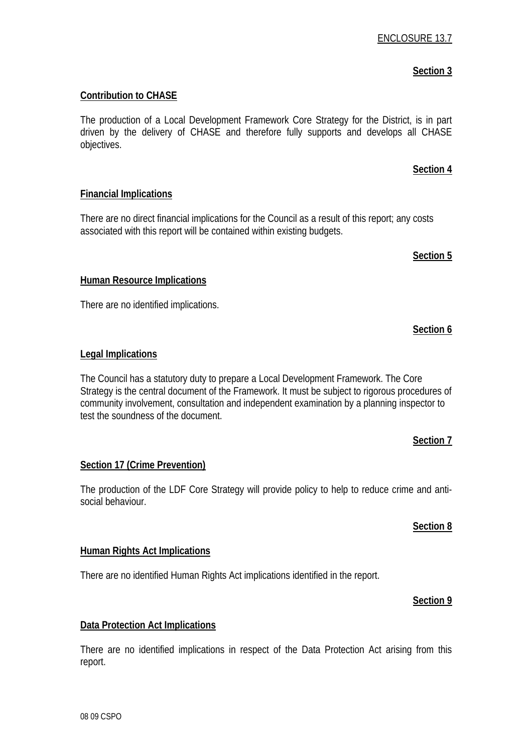ENCLOSURE 13.7

**Section 3**

**Contribution to CHASE**

The production of a Local Development Framework Core Strategy for the District, is in part driven by the delivery of CHASE and therefore fully supports and develops all CHASE objectives.

**Section 4**

**Financial Implications**

There are no direct financial implications for the Council as a result of this report; any costs associated with this report will be contained within existing budgets.

**Section 5**

**Human Resource Implications**

There are no identified implications.

**Section 6**

**Legal Implications**

The Council has a statutory duty to prepare a Local Development Framework. The Core Strategy is the central document of the Framework. It must be subject to rigorous procedures of community involvement, consultation and independent examination by a planning inspector to test the soundness of the document.

**Section 7**

**Section 17 (Crime Prevention)**

The production of the LDF Core Strategy will provide policy to help to reduce crime and anti-social behaviour.

**Section 8**

**Human Rights Act Implications**

There are no identified Human Rights Act implications identified in the report.

**Section 9**

**Data Protection Act Implications**

There are no identified implications in respect of the Data Protection Act arising from this report.

08 09 CSPO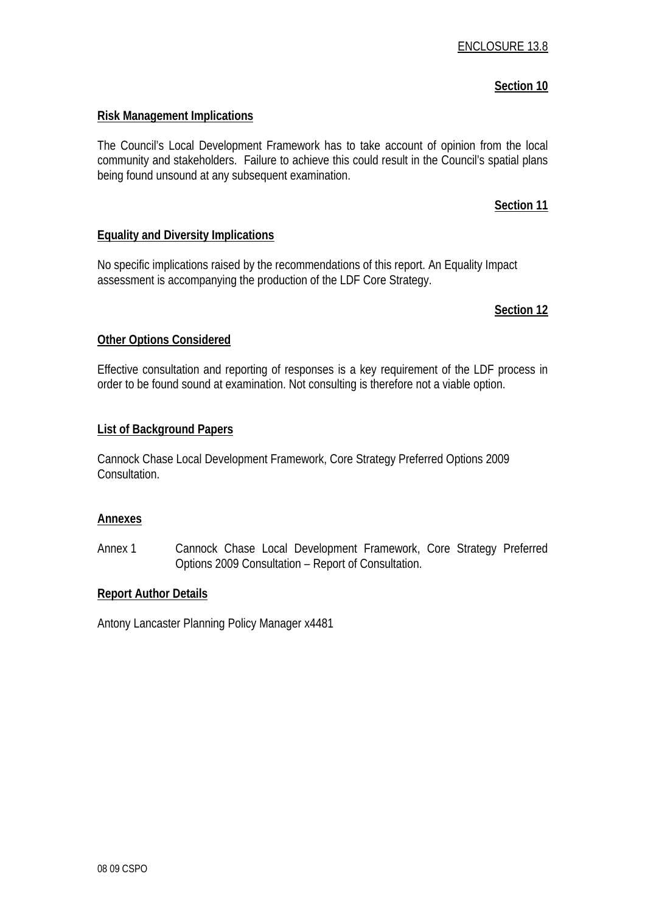ENCLOSURE 13.8

**Section 10**

**Risk Management Implications**

The Council's Local Development Framework has to take account of opinion from the local community and stakeholders. Failure to achieve this could result in the Council's spatial plans being found unsound at any subsequent examination.

**Section 11**

**Equality and Diversity Implications**

No specific implications raised by the recommendations of this report. An Equality Impact assessment is accompanying the production of the LDF Core Strategy.

**Section 12**

**Other Options Considered**

Effective consultation and reporting of responses is a key requirement of the LDF process in order to be found sound at examination. Not consulting is therefore not a viable option.

**List of Background Papers**

Cannock Chase Local Development Framework, Core Strategy Preferred Options 2009 Consultation.

**Annexes**

Annex 1 Cannock Chase Local Development Framework, Core Strategy Preferred Options 2009 Consultation – Report of Consultation.

**Report Author Details**

Antony Lancaster Planning Policy Manager x4481

08 09 CSPO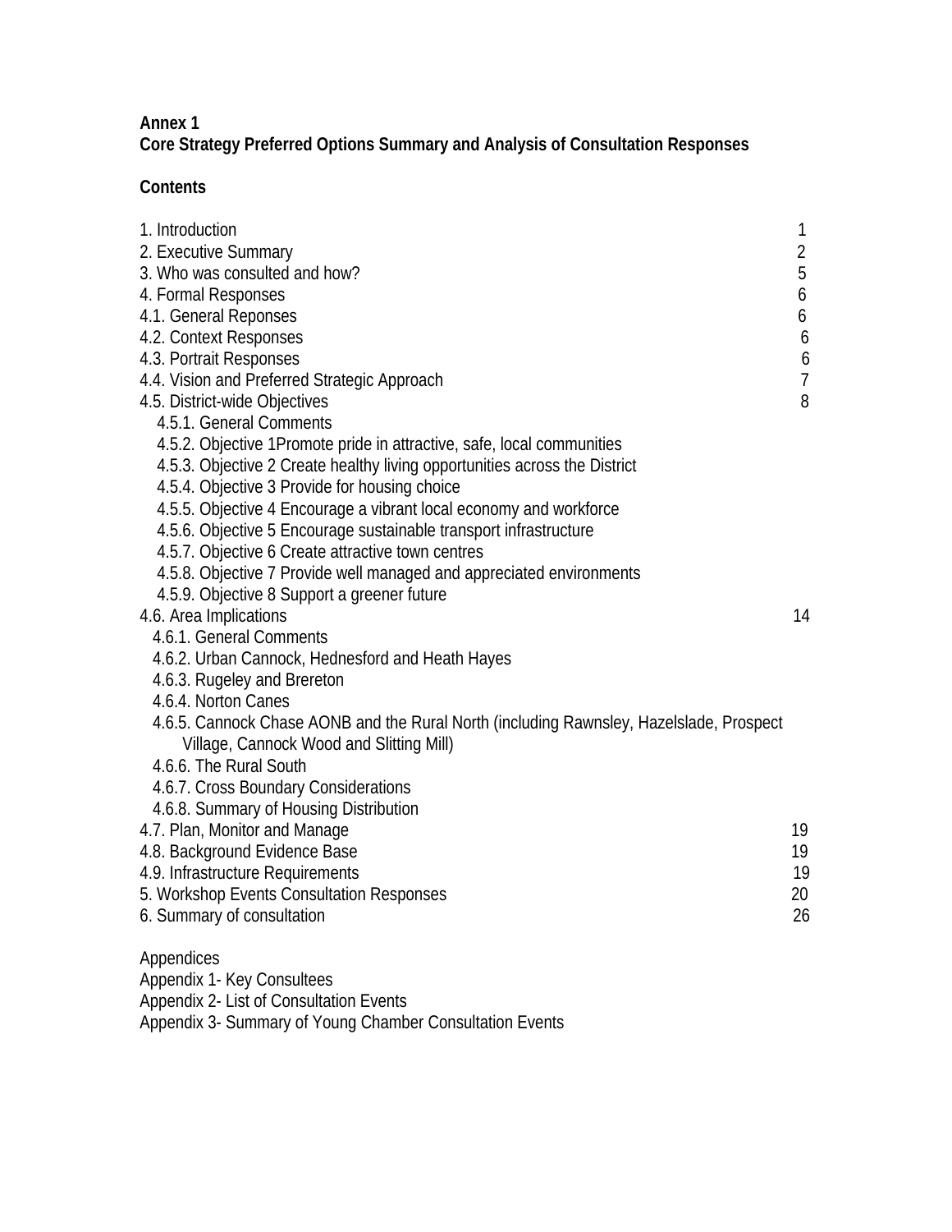**Annex 1**
**Core Strategy Preferred Options Summary and Analysis of Consultation Responses**

**Contents**

| | |
|---|---|
| 1. Introduction | 1 |
| 2. Executive Summary | 2 |
| 3. Who was consulted and how? | 5 |
| 4. Formal Responses | 6 |
| 4.1. General Reponses | 6 |
| 4.2. Context Responses | 6 |
| 4.3. Portrait Responses | 6 |
| 4.4. Vision and Preferred Strategic Approach | 7 |
| 4.5. District-wide Objectives | 8 |
| 4.5.1. General Comments | |
| 4.5.2. Objective 1Promote pride in attractive, safe, local communities | |
| 4.5.3. Objective 2 Create healthy living opportunities across the District | |
| 4.5.4. Objective 3 Provide for housing choice | |
| 4.5.5. Objective 4 Encourage a vibrant local economy and workforce | |
| 4.5.6. Objective 5 Encourage sustainable transport infrastructure | |
| 4.5.7. Objective 6 Create attractive town centres | |
| 4.5.8. Objective 7 Provide well managed and appreciated environments | |
| 4.5.9. Objective 8 Support a greener future | |
| 4.6. Area Implications | 14 |
| 4.6.1. General Comments | |
| 4.6.2. Urban Cannock, Hednesford and Heath Hayes | |
| 4.6.3. Rugeley and Brereton | |
| 4.6.4. Norton Canes | |
| 4.6.5. Cannock Chase AONB and the Rural North (including Rawnsley, Hazelslade, Prospect Village, Cannock Wood and Slitting Mill) | |
| 4.6.6. The Rural South | |
| 4.6.7. Cross Boundary Considerations | |
| 4.6.8. Summary of Housing Distribution | |
| 4.7. Plan, Monitor and Manage | 19 |
| 4.8. Background Evidence Base | 19 |
| 4.9. Infrastructure Requirements | 19 |
| 5. Workshop Events Consultation Responses | 20 |
| 6. Summary of consultation | 26 |

Appendices
Appendix 1- Key Consultees
Appendix 2- List of Consultation Events
Appendix 3- Summary of Young Chamber Consultation Events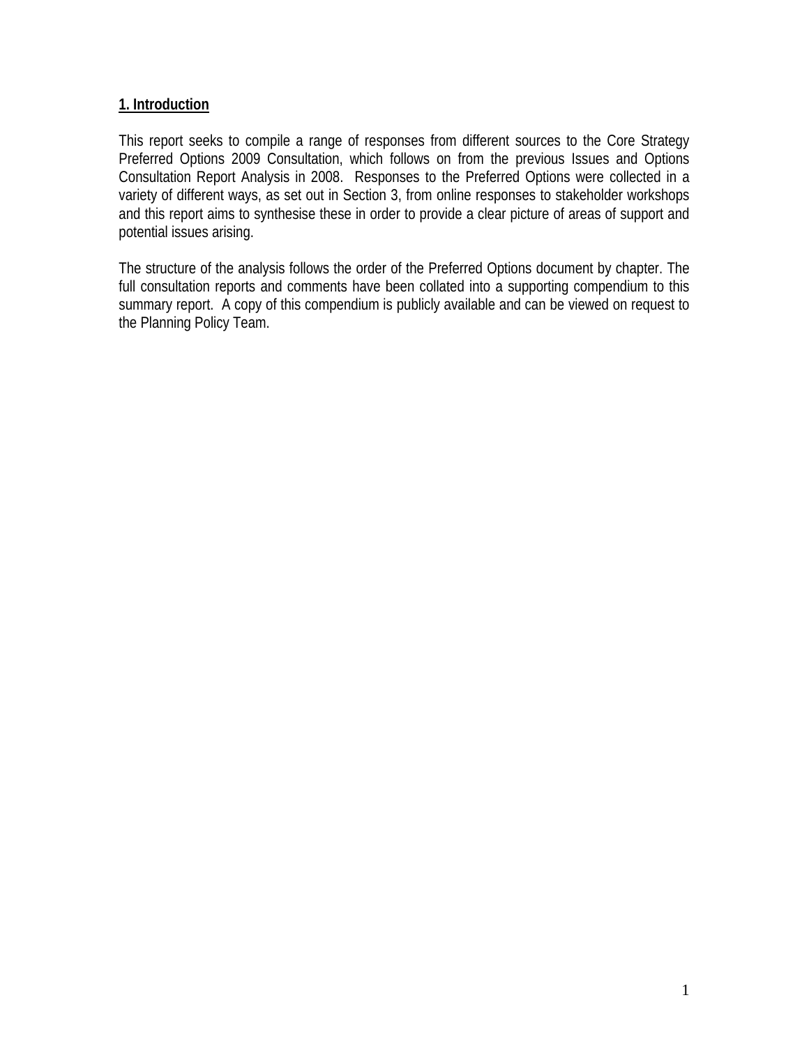## 1. Introduction

This report seeks to compile a range of responses from different sources to the Core Strategy Preferred Options 2009 Consultation, which follows on from the previous Issues and Options Consultation Report Analysis in 2008. Responses to the Preferred Options were collected in a variety of different ways, as set out in Section 3, from online responses to stakeholder workshops and this report aims to synthesise these in order to provide a clear picture of areas of support and potential issues arising.

The structure of the analysis follows the order of the Preferred Options document by chapter. The full consultation reports and comments have been collated into a supporting compendium to this summary report. A copy of this compendium is publicly available and can be viewed on request to the Planning Policy Team.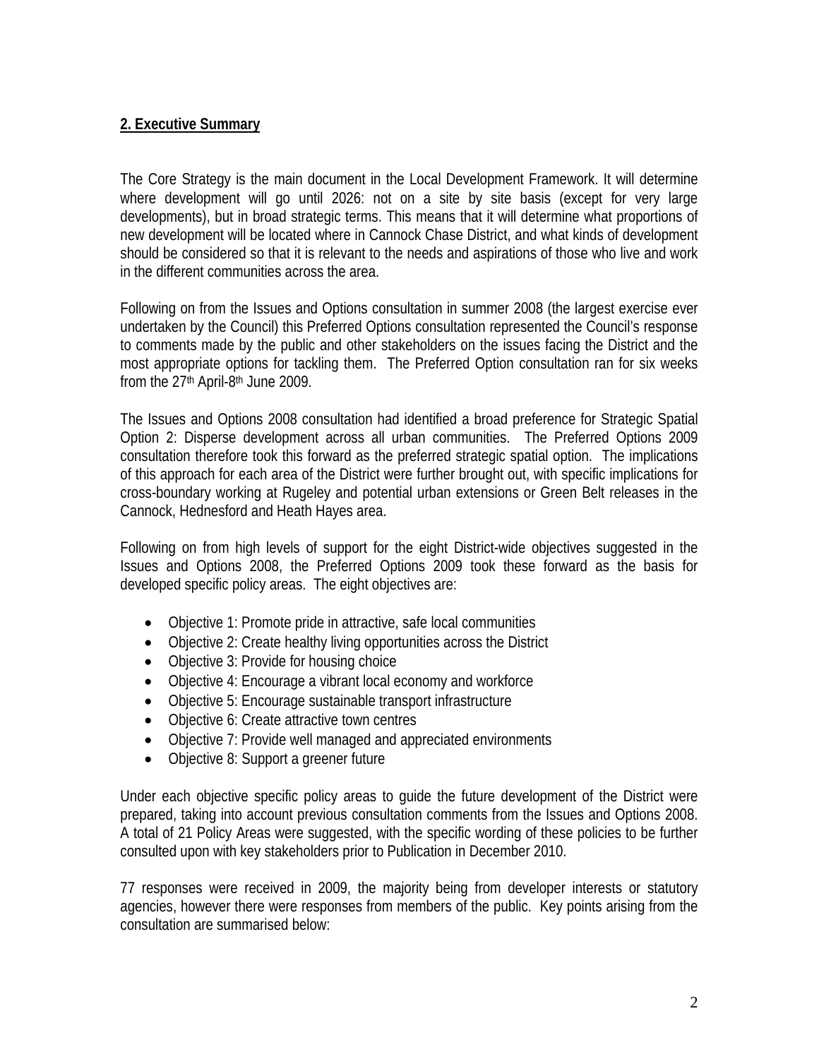## 2. Executive Summary

The Core Strategy is the main document in the Local Development Framework. It will determine where development will go until 2026: not on a site by site basis (except for very large developments), but in broad strategic terms. This means that it will determine what proportions of new development will be located where in Cannock Chase District, and what kinds of development should be considered so that it is relevant to the needs and aspirations of those who live and work in the different communities across the area.

Following on from the Issues and Options consultation in summer 2008 (the largest exercise ever undertaken by the Council) this Preferred Options consultation represented the Council's response to comments made by the public and other stakeholders on the issues facing the District and the most appropriate options for tackling them. The Preferred Option consultation ran for six weeks from the 27th April-8th June 2009.

The Issues and Options 2008 consultation had identified a broad preference for Strategic Spatial Option 2: Disperse development across all urban communities. The Preferred Options 2009 consultation therefore took this forward as the preferred strategic spatial option. The implications of this approach for each area of the District were further brought out, with specific implications for cross-boundary working at Rugeley and potential urban extensions or Green Belt releases in the Cannock, Hednesford and Heath Hayes area.

Following on from high levels of support for the eight District-wide objectives suggested in the Issues and Options 2008, the Preferred Options 2009 took these forward as the basis for developed specific policy areas. The eight objectives are:

- Objective 1: Promote pride in attractive, safe local communities
- Objective 2: Create healthy living opportunities across the District
- Objective 3: Provide for housing choice
- Objective 4: Encourage a vibrant local economy and workforce
- Objective 5: Encourage sustainable transport infrastructure
- Objective 6: Create attractive town centres
- Objective 7: Provide well managed and appreciated environments
- Objective 8: Support a greener future

Under each objective specific policy areas to guide the future development of the District were prepared, taking into account previous consultation comments from the Issues and Options 2008. A total of 21 Policy Areas were suggested, with the specific wording of these policies to be further consulted upon with key stakeholders prior to Publication in December 2010.

77 responses were received in 2009, the majority being from developer interests or statutory agencies, however there were responses from members of the public. Key points arising from the consultation are summarised below: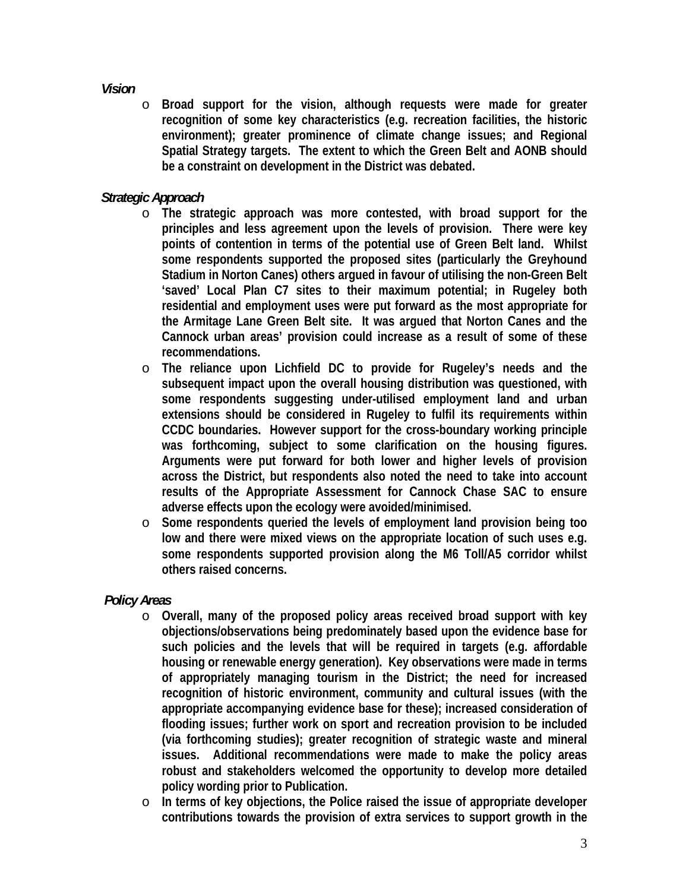***Vision***

- **Broad support for the vision, although requests were made for greater recognition of some key characteristics (e.g. recreation facilities, the historic environment); greater prominence of climate change issues; and Regional Spatial Strategy targets. The extent to which the Green Belt and AONB should be a constraint on development in the District was debated.**

***Strategic Approach***

- **The strategic approach was more contested, with broad support for the principles and less agreement upon the levels of provision. There were key points of contention in terms of the potential use of Green Belt land. Whilst some respondents supported the proposed sites (particularly the Greyhound Stadium in Norton Canes) others argued in favour of utilising the non-Green Belt 'saved' Local Plan C7 sites to their maximum potential; in Rugeley both residential and employment uses were put forward as the most appropriate for the Armitage Lane Green Belt site. It was argued that Norton Canes and the Cannock urban areas' provision could increase as a result of some of these recommendations.**
- **The reliance upon Lichfield DC to provide for Rugeley's needs and the subsequent impact upon the overall housing distribution was questioned, with some respondents suggesting under-utilised employment land and urban extensions should be considered in Rugeley to fulfil its requirements within CCDC boundaries. However support for the cross-boundary working principle was forthcoming, subject to some clarification on the housing figures. Arguments were put forward for both lower and higher levels of provision across the District, but respondents also noted the need to take into account results of the Appropriate Assessment for Cannock Chase SAC to ensure adverse effects upon the ecology were avoided/minimised.**
- **Some respondents queried the levels of employment land provision being too low and there were mixed views on the appropriate location of such uses e.g. some respondents supported provision along the M6 Toll/A5 corridor whilst others raised concerns.**

***Policy Areas***

- **Overall, many of the proposed policy areas received broad support with key objections/observations being predominately based upon the evidence base for such policies and the levels that will be required in targets (e.g. affordable housing or renewable energy generation). Key observations were made in terms of appropriately managing tourism in the District; the need for increased recognition of historic environment, community and cultural issues (with the appropriate accompanying evidence base for these); increased consideration of flooding issues; further work on sport and recreation provision to be included (via forthcoming studies); greater recognition of strategic waste and mineral issues. Additional recommendations were made to make the policy areas robust and stakeholders welcomed the opportunity to develop more detailed policy wording prior to Publication.**
- **In terms of key objections, the Police raised the issue of appropriate developer contributions towards the provision of extra services to support growth in the**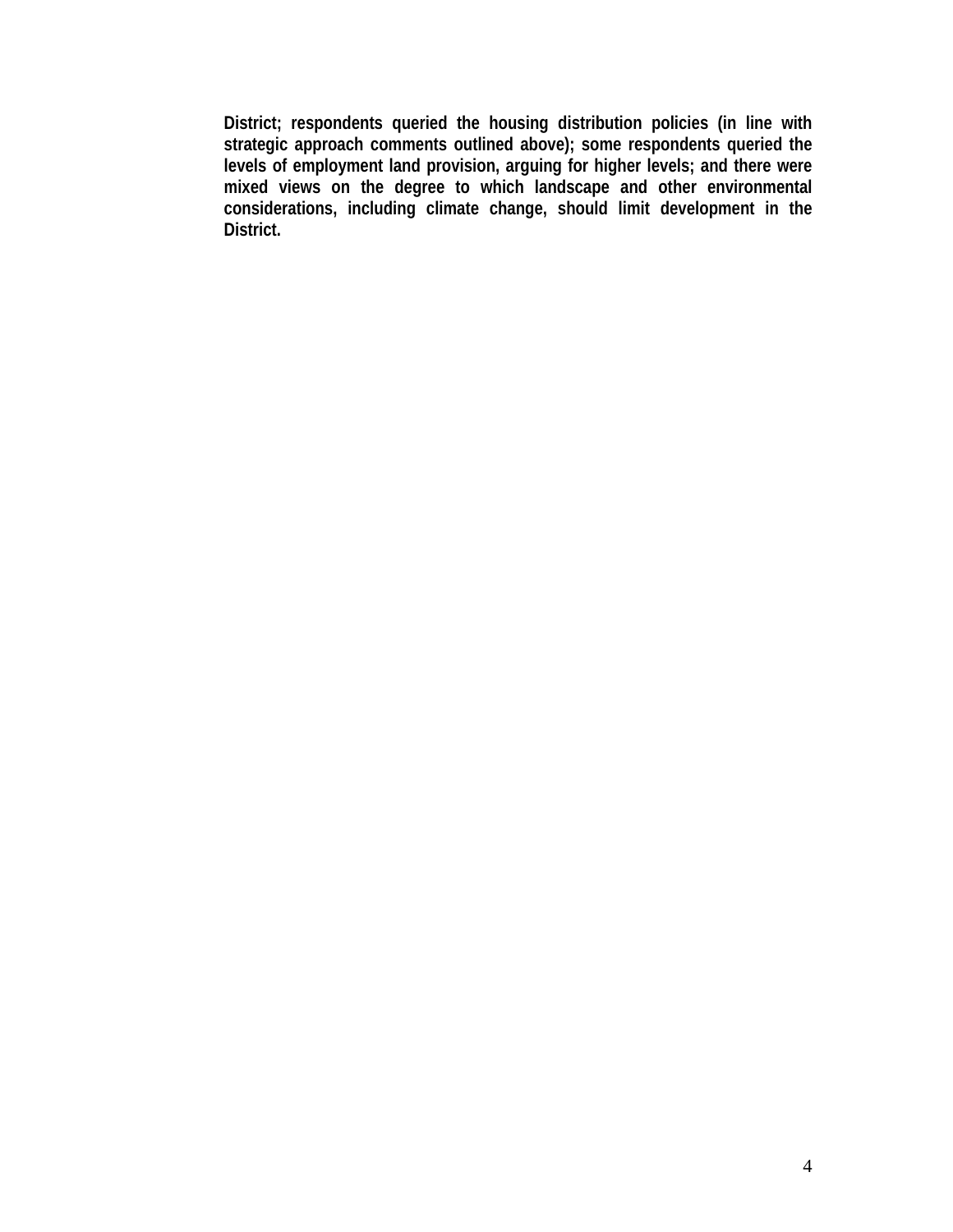**District; respondents queried the housing distribution policies (in line with strategic approach comments outlined above); some respondents queried the levels of employment land provision, arguing for higher levels; and there were mixed views on the degree to which landscape and other environmental considerations, including climate change, should limit development in the District.**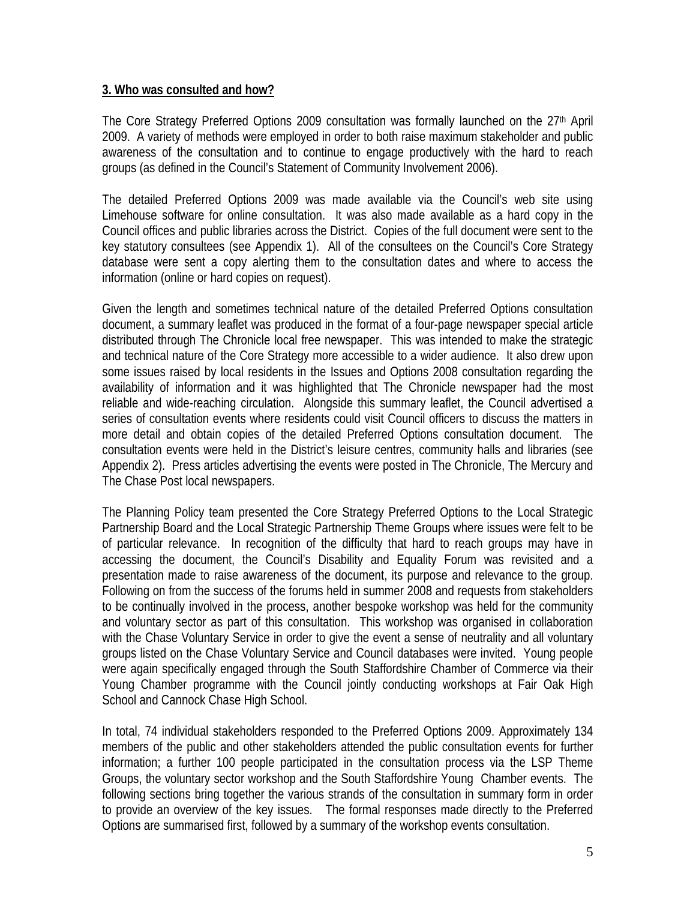**3. Who was consulted and how?**

The Core Strategy Preferred Options 2009 consultation was formally launched on the 27th April 2009. A variety of methods were employed in order to both raise maximum stakeholder and public awareness of the consultation and to continue to engage productively with the hard to reach groups (as defined in the Council's Statement of Community Involvement 2006).

The detailed Preferred Options 2009 was made available via the Council's web site using Limehouse software for online consultation. It was also made available as a hard copy in the Council offices and public libraries across the District. Copies of the full document were sent to the key statutory consultees (see Appendix 1). All of the consultees on the Council's Core Strategy database were sent a copy alerting them to the consultation dates and where to access the information (online or hard copies on request).

Given the length and sometimes technical nature of the detailed Preferred Options consultation document, a summary leaflet was produced in the format of a four-page newspaper special article distributed through The Chronicle local free newspaper. This was intended to make the strategic and technical nature of the Core Strategy more accessible to a wider audience. It also drew upon some issues raised by local residents in the Issues and Options 2008 consultation regarding the availability of information and it was highlighted that The Chronicle newspaper had the most reliable and wide-reaching circulation. Alongside this summary leaflet, the Council advertised a series of consultation events where residents could visit Council officers to discuss the matters in more detail and obtain copies of the detailed Preferred Options consultation document. The consultation events were held in the District's leisure centres, community halls and libraries (see Appendix 2). Press articles advertising the events were posted in The Chronicle, The Mercury and The Chase Post local newspapers.

The Planning Policy team presented the Core Strategy Preferred Options to the Local Strategic Partnership Board and the Local Strategic Partnership Theme Groups where issues were felt to be of particular relevance. In recognition of the difficulty that hard to reach groups may have in accessing the document, the Council's Disability and Equality Forum was revisited and a presentation made to raise awareness of the document, its purpose and relevance to the group. Following on from the success of the forums held in summer 2008 and requests from stakeholders to be continually involved in the process, another bespoke workshop was held for the community and voluntary sector as part of this consultation. This workshop was organised in collaboration with the Chase Voluntary Service in order to give the event a sense of neutrality and all voluntary groups listed on the Chase Voluntary Service and Council databases were invited. Young people were again specifically engaged through the South Staffordshire Chamber of Commerce via their Young Chamber programme with the Council jointly conducting workshops at Fair Oak High School and Cannock Chase High School.

In total, 74 individual stakeholders responded to the Preferred Options 2009. Approximately 134 members of the public and other stakeholders attended the public consultation events for further information; a further 100 people participated in the consultation process via the LSP Theme Groups, the voluntary sector workshop and the South Staffordshire Young Chamber events. The following sections bring together the various strands of the consultation in summary form in order to provide an overview of the key issues. The formal responses made directly to the Preferred Options are summarised first, followed by a summary of the workshop events consultation.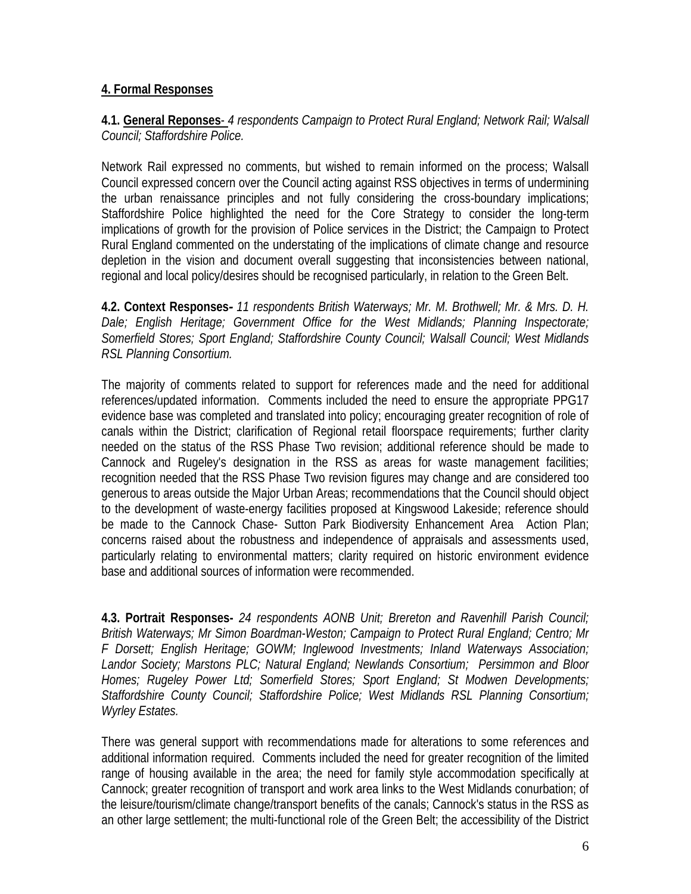## 4. Formal Responses

**4.1. General Reponses**- *4 respondents Campaign to Protect Rural England; Network Rail; Walsall Council; Staffordshire Police.*

Network Rail expressed no comments, but wished to remain informed on the process; Walsall Council expressed concern over the Council acting against RSS objectives in terms of undermining the urban renaissance principles and not fully considering the cross-boundary implications; Staffordshire Police highlighted the need for the Core Strategy to consider the long-term implications of growth for the provision of Police services in the District; the Campaign to Protect Rural England commented on the understating of the implications of climate change and resource depletion in the vision and document overall suggesting that inconsistencies between national, regional and local policy/desires should be recognised particularly, in relation to the Green Belt.

**4.2. Context Responses-** *11 respondents British Waterways; Mr. M. Brothwell; Mr. & Mrs. D. H. Dale; English Heritage; Government Office for the West Midlands; Planning Inspectorate; Somerfield Stores; Sport England; Staffordshire County Council; Walsall Council; West Midlands RSL Planning Consortium.*

The majority of comments related to support for references made and the need for additional references/updated information. Comments included the need to ensure the appropriate PPG17 evidence base was completed and translated into policy; encouraging greater recognition of role of canals within the District; clarification of Regional retail floorspace requirements; further clarity needed on the status of the RSS Phase Two revision; additional reference should be made to Cannock and Rugeley's designation in the RSS as areas for waste management facilities; recognition needed that the RSS Phase Two revision figures may change and are considered too generous to areas outside the Major Urban Areas; recommendations that the Council should object to the development of waste-energy facilities proposed at Kingswood Lakeside; reference should be made to the Cannock Chase- Sutton Park Biodiversity Enhancement Area Action Plan; concerns raised about the robustness and independence of appraisals and assessments used, particularly relating to environmental matters; clarity required on historic environment evidence base and additional sources of information were recommended.

**4.3. Portrait Responses-** *24 respondents AONB Unit; Brereton and Ravenhill Parish Council; British Waterways; Mr Simon Boardman-Weston; Campaign to Protect Rural England; Centro; Mr F Dorsett; English Heritage; GOWM; Inglewood Investments; Inland Waterways Association; Landor Society; Marstons PLC; Natural England; Newlands Consortium; Persimmon and Bloor Homes; Rugeley Power Ltd; Somerfield Stores; Sport England; St Modwen Developments; Staffordshire County Council; Staffordshire Police; West Midlands RSL Planning Consortium; Wyrley Estates.*

There was general support with recommendations made for alterations to some references and additional information required. Comments included the need for greater recognition of the limited range of housing available in the area; the need for family style accommodation specifically at Cannock; greater recognition of transport and work area links to the West Midlands conurbation; of the leisure/tourism/climate change/transport benefits of the canals; Cannock's status in the RSS as an other large settlement; the multi-functional role of the Green Belt; the accessibility of the District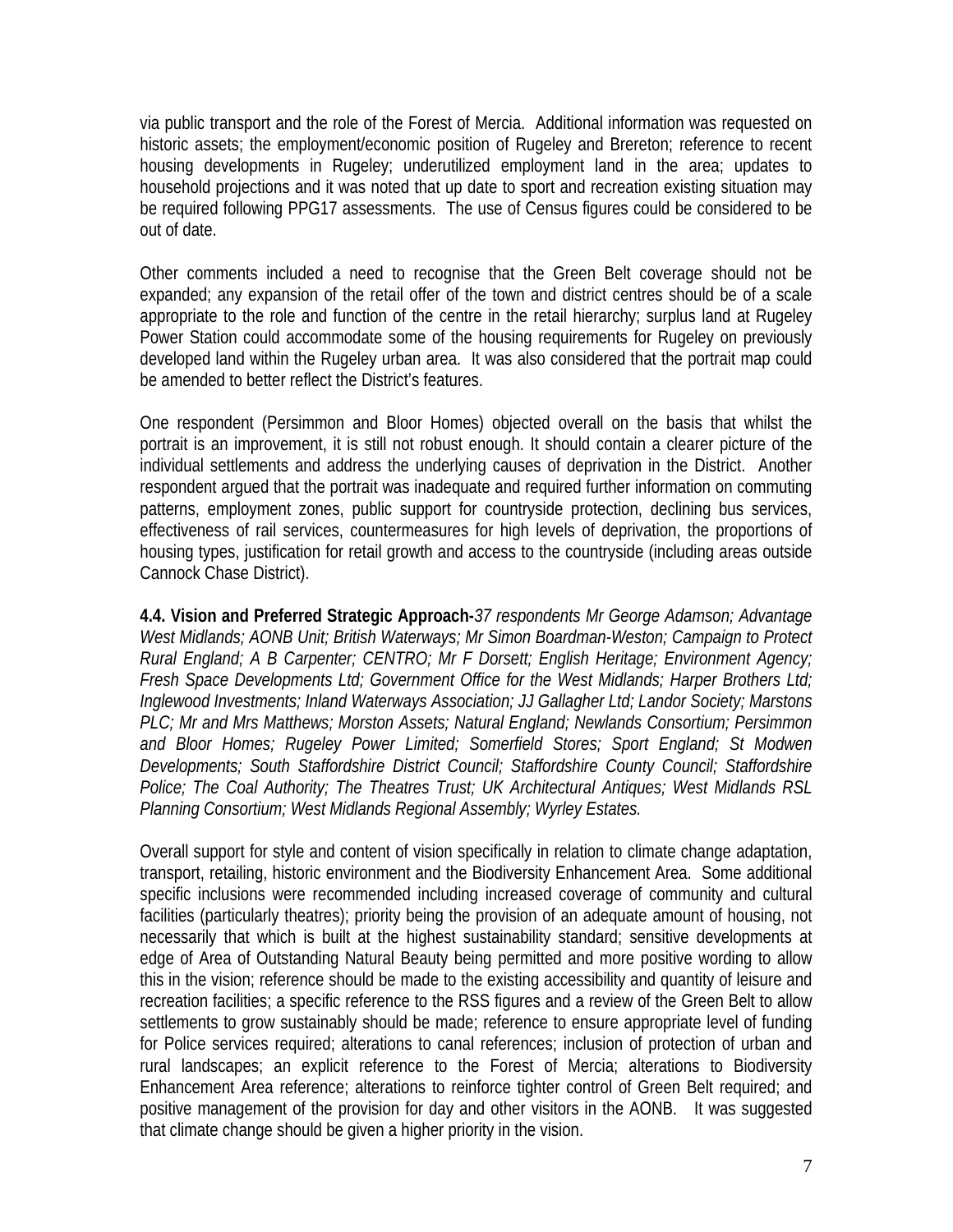via public transport and the role of the Forest of Mercia. Additional information was requested on historic assets; the employment/economic position of Rugeley and Brereton; reference to recent housing developments in Rugeley; underutilized employment land in the area; updates to household projections and it was noted that up date to sport and recreation existing situation may be required following PPG17 assessments. The use of Census figures could be considered to be out of date.

Other comments included a need to recognise that the Green Belt coverage should not be expanded; any expansion of the retail offer of the town and district centres should be of a scale appropriate to the role and function of the centre in the retail hierarchy; surplus land at Rugeley Power Station could accommodate some of the housing requirements for Rugeley on previously developed land within the Rugeley urban area. It was also considered that the portrait map could be amended to better reflect the District's features.

One respondent (Persimmon and Bloor Homes) objected overall on the basis that whilst the portrait is an improvement, it is still not robust enough. It should contain a clearer picture of the individual settlements and address the underlying causes of deprivation in the District. Another respondent argued that the portrait was inadequate and required further information on commuting patterns, employment zones, public support for countryside protection, declining bus services, effectiveness of rail services, countermeasures for high levels of deprivation, the proportions of housing types, justification for retail growth and access to the countryside (including areas outside Cannock Chase District).

**4.4. Vision and Preferred Strategic Approach-***37 respondents Mr George Adamson; Advantage West Midlands; AONB Unit; British Waterways; Mr Simon Boardman-Weston; Campaign to Protect Rural England; A B Carpenter; CENTRO; Mr F Dorsett; English Heritage; Environment Agency; Fresh Space Developments Ltd; Government Office for the West Midlands; Harper Brothers Ltd; Inglewood Investments; Inland Waterways Association; JJ Gallagher Ltd; Landor Society; Marstons PLC; Mr and Mrs Matthews; Morston Assets; Natural England; Newlands Consortium; Persimmon and Bloor Homes; Rugeley Power Limited; Somerfield Stores; Sport England; St Modwen Developments; South Staffordshire District Council; Staffordshire County Council; Staffordshire Police; The Coal Authority; The Theatres Trust; UK Architectural Antiques; West Midlands RSL Planning Consortium; West Midlands Regional Assembly; Wyrley Estates.*

Overall support for style and content of vision specifically in relation to climate change adaptation, transport, retailing, historic environment and the Biodiversity Enhancement Area. Some additional specific inclusions were recommended including increased coverage of community and cultural facilities (particularly theatres); priority being the provision of an adequate amount of housing, not necessarily that which is built at the highest sustainability standard; sensitive developments at edge of Area of Outstanding Natural Beauty being permitted and more positive wording to allow this in the vision; reference should be made to the existing accessibility and quantity of leisure and recreation facilities; a specific reference to the RSS figures and a review of the Green Belt to allow settlements to grow sustainably should be made; reference to ensure appropriate level of funding for Police services required; alterations to canal references; inclusion of protection of urban and rural landscapes; an explicit reference to the Forest of Mercia; alterations to Biodiversity Enhancement Area reference; alterations to reinforce tighter control of Green Belt required; and positive management of the provision for day and other visitors in the AONB. It was suggested that climate change should be given a higher priority in the vision.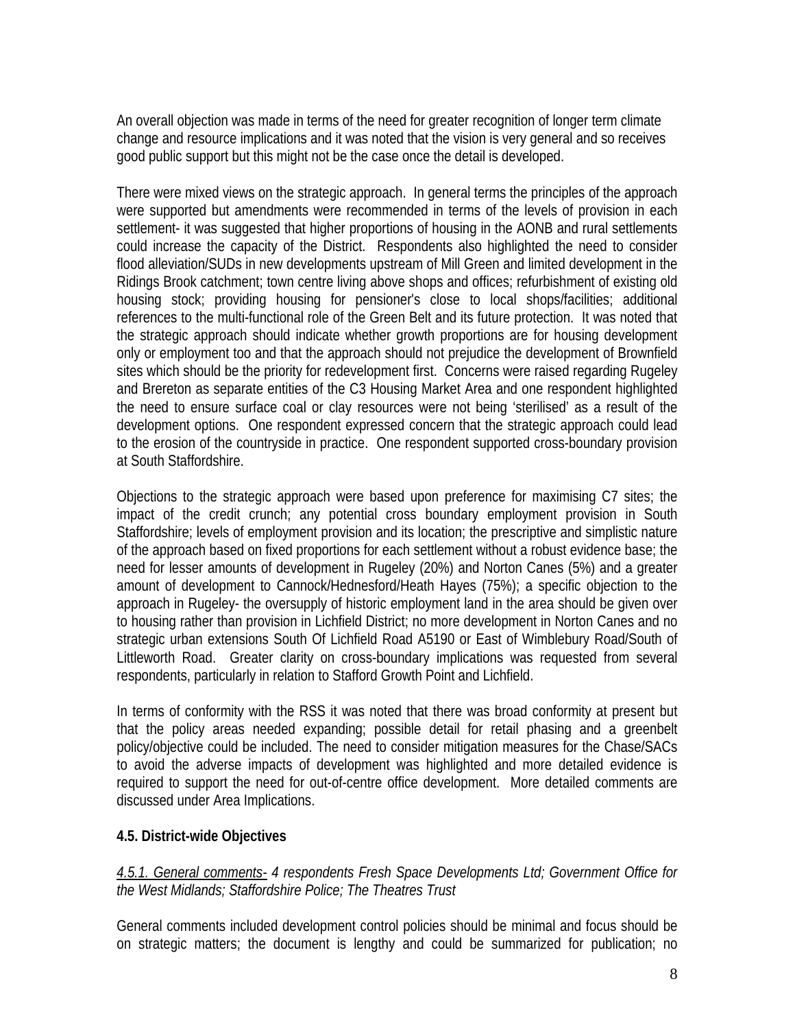An overall objection was made in terms of the need for greater recognition of longer term climate change and resource implications and it was noted that the vision is very general and so receives good public support but this might not be the case once the detail is developed.

There were mixed views on the strategic approach. In general terms the principles of the approach were supported but amendments were recommended in terms of the levels of provision in each settlement- it was suggested that higher proportions of housing in the AONB and rural settlements could increase the capacity of the District. Respondents also highlighted the need to consider flood alleviation/SUDs in new developments upstream of Mill Green and limited development in the Ridings Brook catchment; town centre living above shops and offices; refurbishment of existing old housing stock; providing housing for pensioner's close to local shops/facilities; additional references to the multi-functional role of the Green Belt and its future protection. It was noted that the strategic approach should indicate whether growth proportions are for housing development only or employment too and that the approach should not prejudice the development of Brownfield sites which should be the priority for redevelopment first. Concerns were raised regarding Rugeley and Brereton as separate entities of the C3 Housing Market Area and one respondent highlighted the need to ensure surface coal or clay resources were not being 'sterilised' as a result of the development options. One respondent expressed concern that the strategic approach could lead to the erosion of the countryside in practice. One respondent supported cross-boundary provision at South Staffordshire.

Objections to the strategic approach were based upon preference for maximising C7 sites; the impact of the credit crunch; any potential cross boundary employment provision in South Staffordshire; levels of employment provision and its location; the prescriptive and simplistic nature of the approach based on fixed proportions for each settlement without a robust evidence base; the need for lesser amounts of development in Rugeley (20%) and Norton Canes (5%) and a greater amount of development to Cannock/Hednesford/Heath Hayes (75%); a specific objection to the approach in Rugeley- the oversupply of historic employment land in the area should be given over to housing rather than provision in Lichfield District; no more development in Norton Canes and no strategic urban extensions South Of Lichfield Road A5190 or East of Wimblebury Road/South of Littleworth Road. Greater clarity on cross-boundary implications was requested from several respondents, particularly in relation to Stafford Growth Point and Lichfield.

In terms of conformity with the RSS it was noted that there was broad conformity at present but that the policy areas needed expanding; possible detail for retail phasing and a greenbelt policy/objective could be included. The need to consider mitigation measures for the Chase/SACs to avoid the adverse impacts of development was highlighted and more detailed evidence is required to support the need for out-of-centre office development. More detailed comments are discussed under Area Implications.

### 4.5. District-wide Objectives

*<u>4.5.1. General comments-</u> 4 respondents Fresh Space Developments Ltd; Government Office for the West Midlands; Staffordshire Police; The Theatres Trust*

General comments included development control policies should be minimal and focus should be on strategic matters; the document is lengthy and could be summarized for publication; no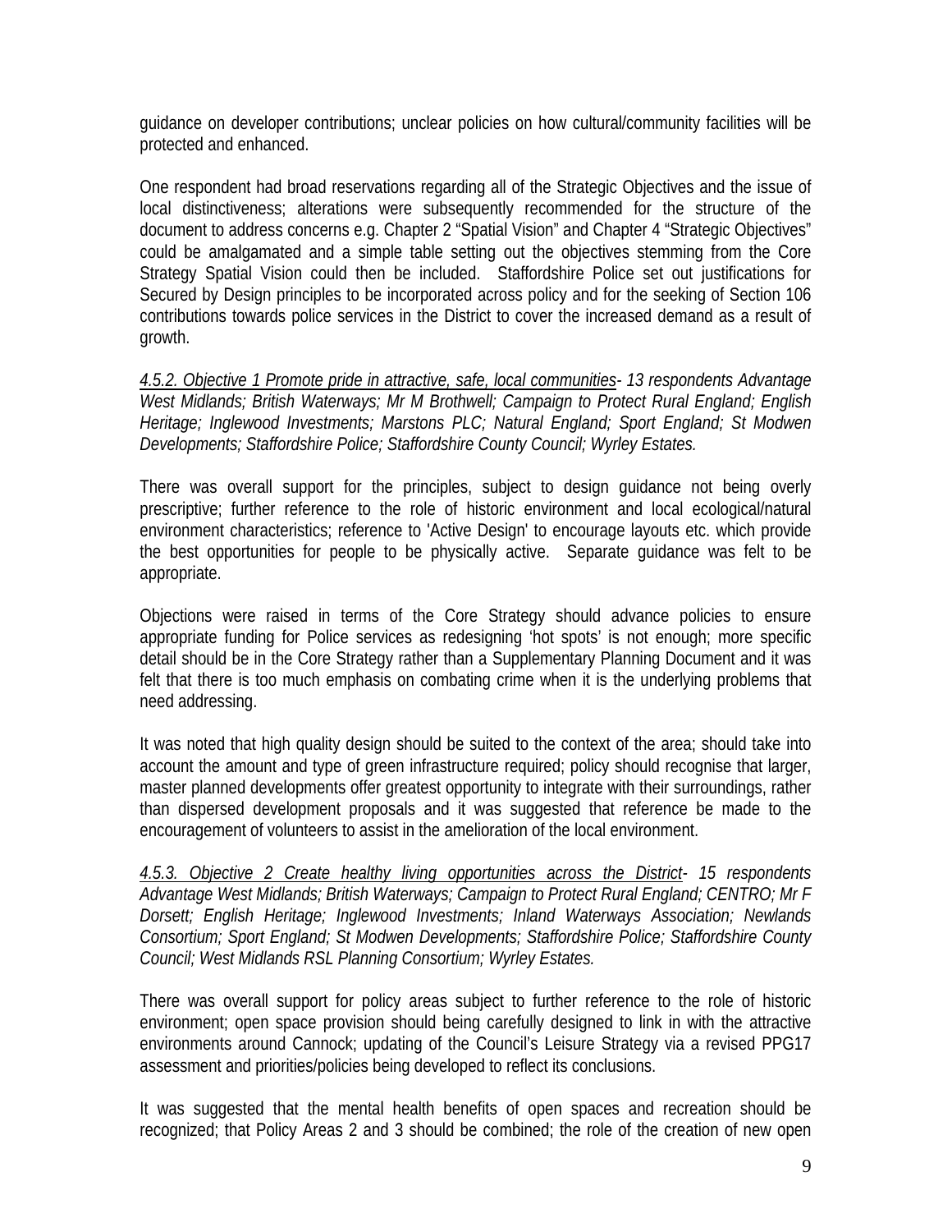guidance on developer contributions; unclear policies on how cultural/community facilities will be protected and enhanced.

One respondent had broad reservations regarding all of the Strategic Objectives and the issue of local distinctiveness; alterations were subsequently recommended for the structure of the document to address concerns e.g. Chapter 2 "Spatial Vision" and Chapter 4 "Strategic Objectives" could be amalgamated and a simple table setting out the objectives stemming from the Core Strategy Spatial Vision could then be included. Staffordshire Police set out justifications for Secured by Design principles to be incorporated across policy and for the seeking of Section 106 contributions towards police services in the District to cover the increased demand as a result of growth.

*4.5.2. Objective 1 Promote pride in attractive, safe, local communities- 13 respondents Advantage West Midlands; British Waterways; Mr M Brothwell; Campaign to Protect Rural England; English Heritage; Inglewood Investments; Marstons PLC; Natural England; Sport England; St Modwen Developments; Staffordshire Police; Staffordshire County Council; Wyrley Estates.*

There was overall support for the principles, subject to design guidance not being overly prescriptive; further reference to the role of historic environment and local ecological/natural environment characteristics; reference to 'Active Design' to encourage layouts etc. which provide the best opportunities for people to be physically active. Separate guidance was felt to be appropriate.

Objections were raised in terms of the Core Strategy should advance policies to ensure appropriate funding for Police services as redesigning 'hot spots' is not enough; more specific detail should be in the Core Strategy rather than a Supplementary Planning Document and it was felt that there is too much emphasis on combating crime when it is the underlying problems that need addressing.

It was noted that high quality design should be suited to the context of the area; should take into account the amount and type of green infrastructure required; policy should recognise that larger, master planned developments offer greatest opportunity to integrate with their surroundings, rather than dispersed development proposals and it was suggested that reference be made to the encouragement of volunteers to assist in the amelioration of the local environment.

*4.5.3. Objective 2 Create healthy living opportunities across the District- 15 respondents Advantage West Midlands; British Waterways; Campaign to Protect Rural England; CENTRO; Mr F Dorsett; English Heritage; Inglewood Investments; Inland Waterways Association; Newlands Consortium; Sport England; St Modwen Developments; Staffordshire Police; Staffordshire County Council; West Midlands RSL Planning Consortium; Wyrley Estates.*

There was overall support for policy areas subject to further reference to the role of historic environment; open space provision should being carefully designed to link in with the attractive environments around Cannock; updating of the Council's Leisure Strategy via a revised PPG17 assessment and priorities/policies being developed to reflect its conclusions.

It was suggested that the mental health benefits of open spaces and recreation should be recognized; that Policy Areas 2 and 3 should be combined; the role of the creation of new open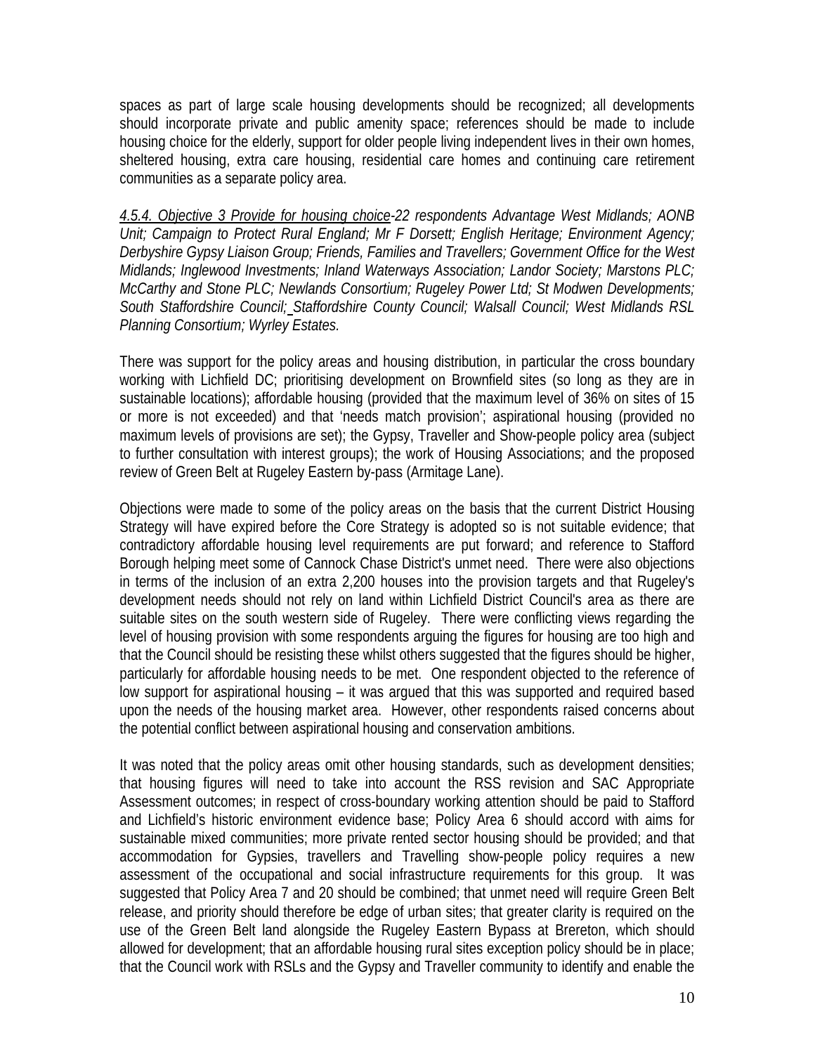spaces as part of large scale housing developments should be recognized; all developments should incorporate private and public amenity space; references should be made to include housing choice for the elderly, support for older people living independent lives in their own homes, sheltered housing, extra care housing, residential care homes and continuing care retirement communities as a separate policy area.

*4.5.4. Objective 3 Provide for housing choice-22 respondents Advantage West Midlands; AONB Unit; Campaign to Protect Rural England; Mr F Dorsett; English Heritage; Environment Agency; Derbyshire Gypsy Liaison Group; Friends, Families and Travellers; Government Office for the West Midlands; Inglewood Investments; Inland Waterways Association; Landor Society; Marstons PLC; McCarthy and Stone PLC; Newlands Consortium; Rugeley Power Ltd; St Modwen Developments; South Staffordshire Council; Staffordshire County Council; Walsall Council; West Midlands RSL Planning Consortium; Wyrley Estates.*

There was support for the policy areas and housing distribution, in particular the cross boundary working with Lichfield DC; prioritising development on Brownfield sites (so long as they are in sustainable locations); affordable housing (provided that the maximum level of 36% on sites of 15 or more is not exceeded) and that 'needs match provision'; aspirational housing (provided no maximum levels of provisions are set); the Gypsy, Traveller and Show-people policy area (subject to further consultation with interest groups); the work of Housing Associations; and the proposed review of Green Belt at Rugeley Eastern by-pass (Armitage Lane).

Objections were made to some of the policy areas on the basis that the current District Housing Strategy will have expired before the Core Strategy is adopted so is not suitable evidence; that contradictory affordable housing level requirements are put forward; and reference to Stafford Borough helping meet some of Cannock Chase District's unmet need. There were also objections in terms of the inclusion of an extra 2,200 houses into the provision targets and that Rugeley's development needs should not rely on land within Lichfield District Council's area as there are suitable sites on the south western side of Rugeley. There were conflicting views regarding the level of housing provision with some respondents arguing the figures for housing are too high and that the Council should be resisting these whilst others suggested that the figures should be higher, particularly for affordable housing needs to be met. One respondent objected to the reference of low support for aspirational housing – it was argued that this was supported and required based upon the needs of the housing market area. However, other respondents raised concerns about the potential conflict between aspirational housing and conservation ambitions.

It was noted that the policy areas omit other housing standards, such as development densities; that housing figures will need to take into account the RSS revision and SAC Appropriate Assessment outcomes; in respect of cross-boundary working attention should be paid to Stafford and Lichfield's historic environment evidence base; Policy Area 6 should accord with aims for sustainable mixed communities; more private rented sector housing should be provided; and that accommodation for Gypsies, travellers and Travelling show-people policy requires a new assessment of the occupational and social infrastructure requirements for this group. It was suggested that Policy Area 7 and 20 should be combined; that unmet need will require Green Belt release, and priority should therefore be edge of urban sites; that greater clarity is required on the use of the Green Belt land alongside the Rugeley Eastern Bypass at Brereton, which should allowed for development; that an affordable housing rural sites exception policy should be in place; that the Council work with RSLs and the Gypsy and Traveller community to identify and enable the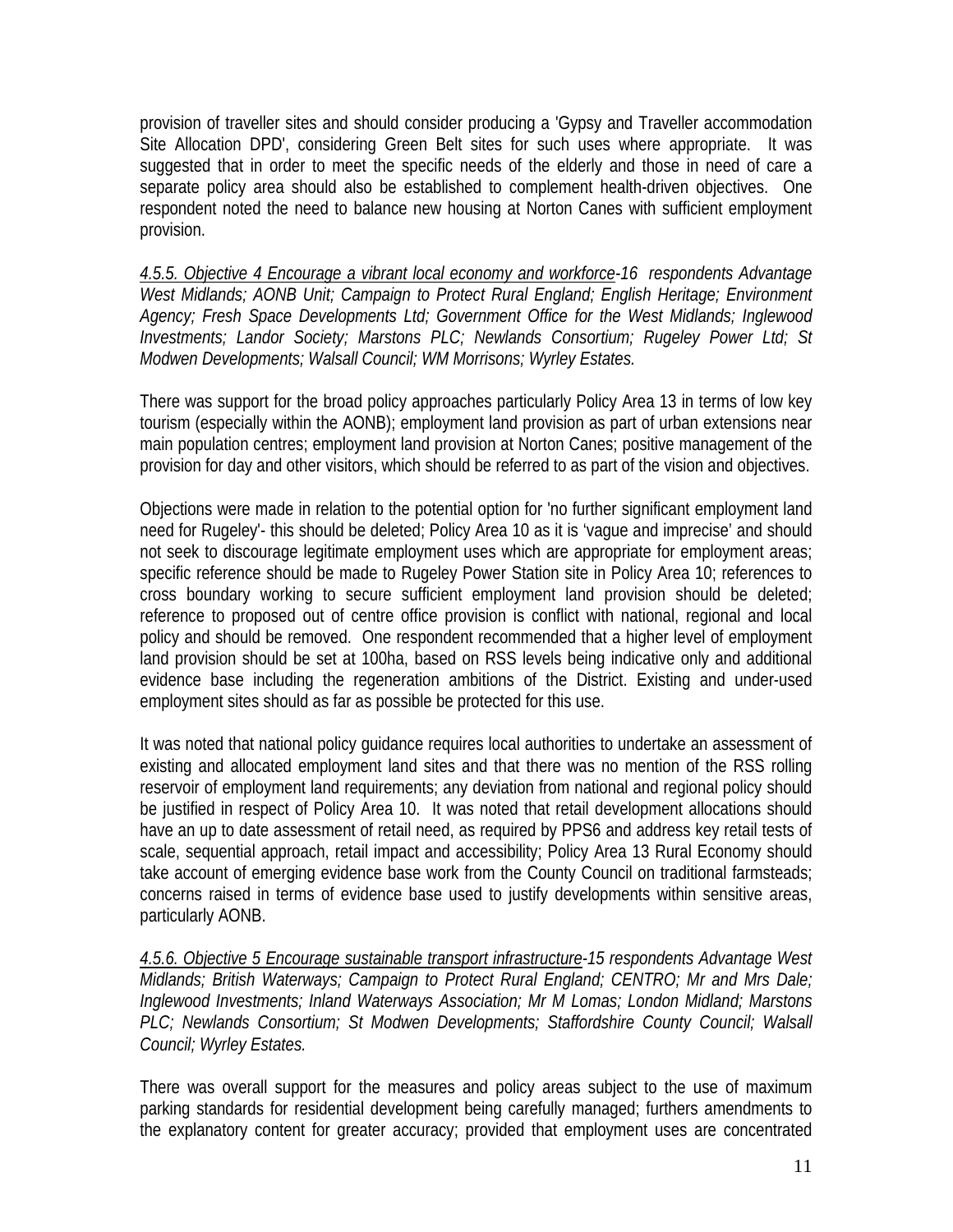provision of traveller sites and should consider producing a 'Gypsy and Traveller accommodation Site Allocation DPD', considering Green Belt sites for such uses where appropriate. It was suggested that in order to meet the specific needs of the elderly and those in need of care a separate policy area should also be established to complement health-driven objectives. One respondent noted the need to balance new housing at Norton Canes with sufficient employment provision.

*4.5.5. Objective 4 Encourage a vibrant local economy and workforce-16 respondents Advantage West Midlands; AONB Unit; Campaign to Protect Rural England; English Heritage; Environment Agency; Fresh Space Developments Ltd; Government Office for the West Midlands; Inglewood Investments; Landor Society; Marstons PLC; Newlands Consortium; Rugeley Power Ltd; St Modwen Developments; Walsall Council; WM Morrisons; Wyrley Estates.*

There was support for the broad policy approaches particularly Policy Area 13 in terms of low key tourism (especially within the AONB); employment land provision as part of urban extensions near main population centres; employment land provision at Norton Canes; positive management of the provision for day and other visitors, which should be referred to as part of the vision and objectives.

Objections were made in relation to the potential option for 'no further significant employment land need for Rugeley'- this should be deleted; Policy Area 10 as it is 'vague and imprecise' and should not seek to discourage legitimate employment uses which are appropriate for employment areas; specific reference should be made to Rugeley Power Station site in Policy Area 10; references to cross boundary working to secure sufficient employment land provision should be deleted; reference to proposed out of centre office provision is conflict with national, regional and local policy and should be removed. One respondent recommended that a higher level of employment land provision should be set at 100ha, based on RSS levels being indicative only and additional evidence base including the regeneration ambitions of the District. Existing and under-used employment sites should as far as possible be protected for this use.

It was noted that national policy guidance requires local authorities to undertake an assessment of existing and allocated employment land sites and that there was no mention of the RSS rolling reservoir of employment land requirements; any deviation from national and regional policy should be justified in respect of Policy Area 10. It was noted that retail development allocations should have an up to date assessment of retail need, as required by PPS6 and address key retail tests of scale, sequential approach, retail impact and accessibility; Policy Area 13 Rural Economy should take account of emerging evidence base work from the County Council on traditional farmsteads; concerns raised in terms of evidence base used to justify developments within sensitive areas, particularly AONB.

*4.5.6. Objective 5 Encourage sustainable transport infrastructure-15 respondents Advantage West Midlands; British Waterways; Campaign to Protect Rural England; CENTRO; Mr and Mrs Dale; Inglewood Investments; Inland Waterways Association; Mr M Lomas; London Midland; Marstons PLC; Newlands Consortium; St Modwen Developments; Staffordshire County Council; Walsall Council; Wyrley Estates.*

There was overall support for the measures and policy areas subject to the use of maximum parking standards for residential development being carefully managed; furthers amendments to the explanatory content for greater accuracy; provided that employment uses are concentrated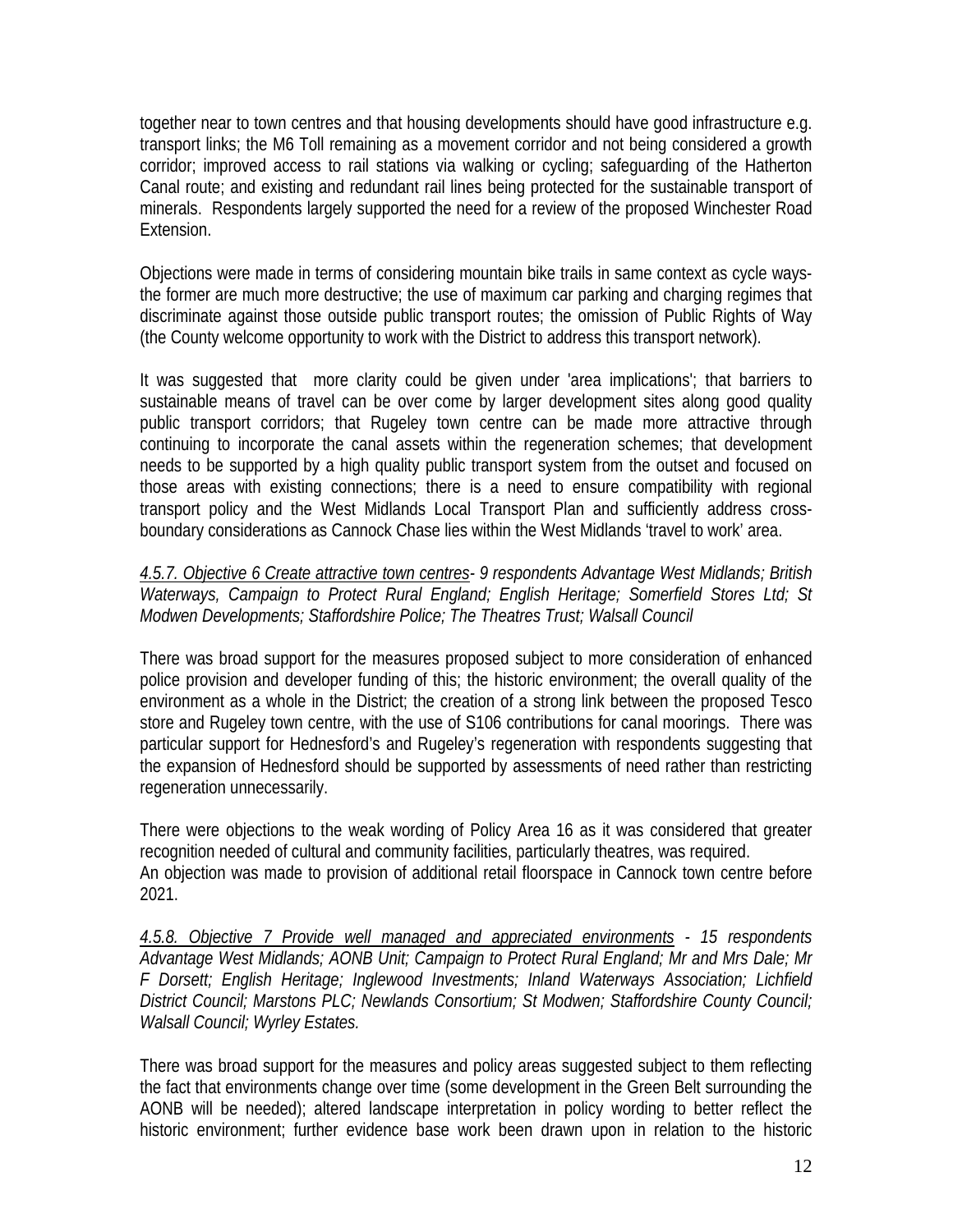together near to town centres and that housing developments should have good infrastructure e.g. transport links; the M6 Toll remaining as a movement corridor and not being considered a growth corridor; improved access to rail stations via walking or cycling; safeguarding of the Hatherton Canal route; and existing and redundant rail lines being protected for the sustainable transport of minerals. Respondents largely supported the need for a review of the proposed Winchester Road Extension.

Objections were made in terms of considering mountain bike trails in same context as cycle ways- the former are much more destructive; the use of maximum car parking and charging regimes that discriminate against those outside public transport routes; the omission of Public Rights of Way (the County welcome opportunity to work with the District to address this transport network).

It was suggested that more clarity could be given under 'area implications'; that barriers to sustainable means of travel can be over come by larger development sites along good quality public transport corridors; that Rugeley town centre can be made more attractive through continuing to incorporate the canal assets within the regeneration schemes; that development needs to be supported by a high quality public transport system from the outset and focused on those areas with existing connections; there is a need to ensure compatibility with regional transport policy and the West Midlands Local Transport Plan and sufficiently address cross-boundary considerations as Cannock Chase lies within the West Midlands 'travel to work' area.

*<u>4.5.7. Objective 6 Create attractive town centres</u>- 9 respondents Advantage West Midlands; British Waterways, Campaign to Protect Rural England; English Heritage; Somerfield Stores Ltd; St Modwen Developments; Staffordshire Police; The Theatres Trust; Walsall Council*

There was broad support for the measures proposed subject to more consideration of enhanced police provision and developer funding of this; the historic environment; the overall quality of the environment as a whole in the District; the creation of a strong link between the proposed Tesco store and Rugeley town centre, with the use of S106 contributions for canal moorings. There was particular support for Hednesford's and Rugeley's regeneration with respondents suggesting that the expansion of Hednesford should be supported by assessments of need rather than restricting regeneration unnecessarily.

There were objections to the weak wording of Policy Area 16 as it was considered that greater recognition needed of cultural and community facilities, particularly theatres, was required.
An objection was made to provision of additional retail floorspace in Cannock town centre before 2021.

*<u>4.5.8. Objective 7 Provide well managed and appreciated environments</u> - 15 respondents Advantage West Midlands; AONB Unit; Campaign to Protect Rural England; Mr and Mrs Dale; Mr F Dorsett; English Heritage; Inglewood Investments; Inland Waterways Association; Lichfield District Council; Marstons PLC; Newlands Consortium; St Modwen; Staffordshire County Council; Walsall Council; Wyrley Estates.*

There was broad support for the measures and policy areas suggested subject to them reflecting the fact that environments change over time (some development in the Green Belt surrounding the AONB will be needed); altered landscape interpretation in policy wording to better reflect the historic environment; further evidence base work been drawn upon in relation to the historic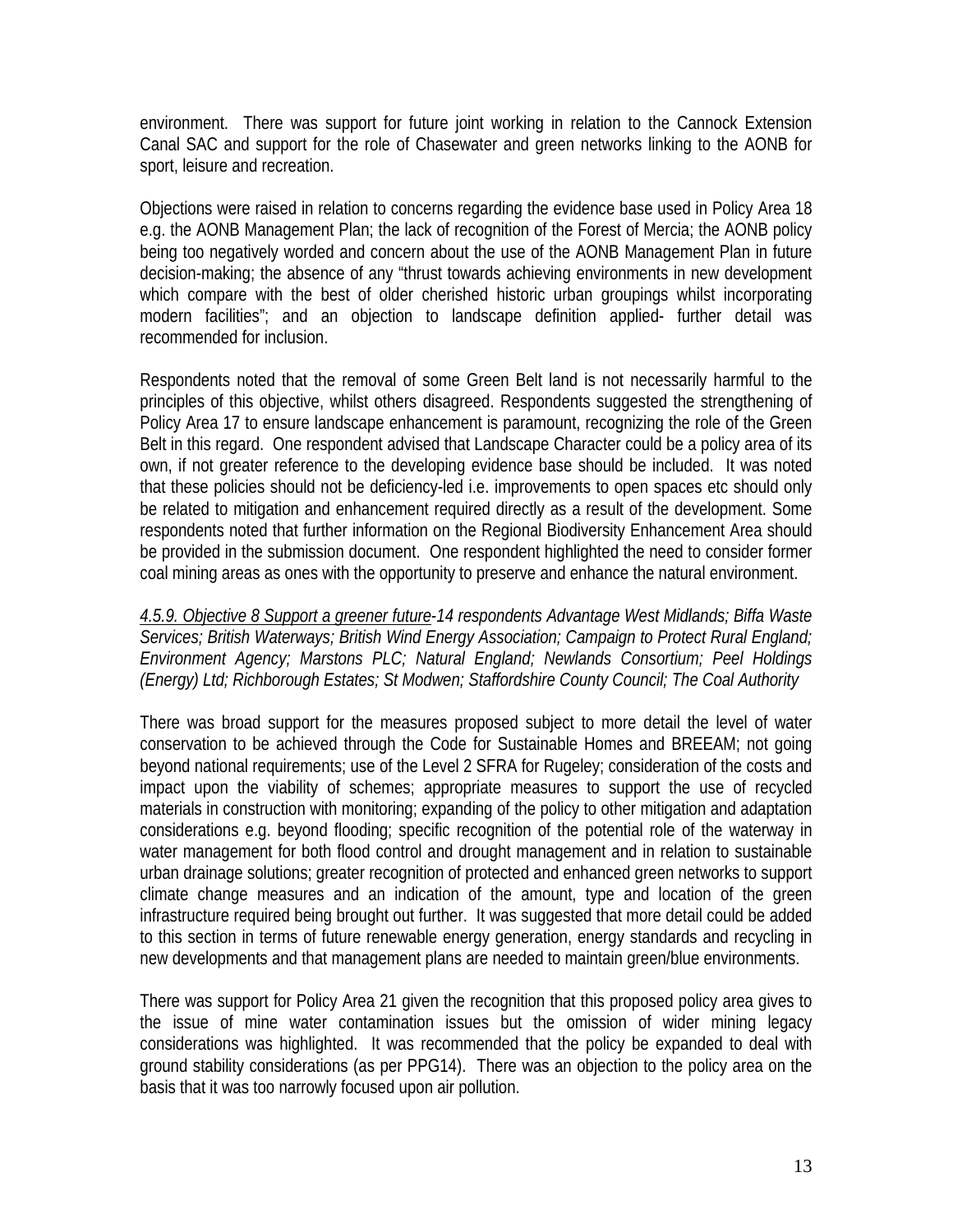environment. There was support for future joint working in relation to the Cannock Extension Canal SAC and support for the role of Chasewater and green networks linking to the AONB for sport, leisure and recreation.

Objections were raised in relation to concerns regarding the evidence base used in Policy Area 18 e.g. the AONB Management Plan; the lack of recognition of the Forest of Mercia; the AONB policy being too negatively worded and concern about the use of the AONB Management Plan in future decision-making; the absence of any "thrust towards achieving environments in new development which compare with the best of older cherished historic urban groupings whilst incorporating modern facilities"; and an objection to landscape definition applied- further detail was recommended for inclusion.

Respondents noted that the removal of some Green Belt land is not necessarily harmful to the principles of this objective, whilst others disagreed. Respondents suggested the strengthening of Policy Area 17 to ensure landscape enhancement is paramount, recognizing the role of the Green Belt in this regard. One respondent advised that Landscape Character could be a policy area of its own, if not greater reference to the developing evidence base should be included. It was noted that these policies should not be deficiency-led i.e. improvements to open spaces etc should only be related to mitigation and enhancement required directly as a result of the development. Some respondents noted that further information on the Regional Biodiversity Enhancement Area should be provided in the submission document. One respondent highlighted the need to consider former coal mining areas as ones with the opportunity to preserve and enhance the natural environment.

*4.5.9. Objective 8 Support a greener future-14 respondents Advantage West Midlands; Biffa Waste Services; British Waterways; British Wind Energy Association; Campaign to Protect Rural England; Environment Agency; Marstons PLC; Natural England; Newlands Consortium; Peel Holdings (Energy) Ltd; Richborough Estates; St Modwen; Staffordshire County Council; The Coal Authority*

There was broad support for the measures proposed subject to more detail the level of water conservation to be achieved through the Code for Sustainable Homes and BREEAM; not going beyond national requirements; use of the Level 2 SFRA for Rugeley; consideration of the costs and impact upon the viability of schemes; appropriate measures to support the use of recycled materials in construction with monitoring; expanding of the policy to other mitigation and adaptation considerations e.g. beyond flooding; specific recognition of the potential role of the waterway in water management for both flood control and drought management and in relation to sustainable urban drainage solutions; greater recognition of protected and enhanced green networks to support climate change measures and an indication of the amount, type and location of the green infrastructure required being brought out further. It was suggested that more detail could be added to this section in terms of future renewable energy generation, energy standards and recycling in new developments and that management plans are needed to maintain green/blue environments.

There was support for Policy Area 21 given the recognition that this proposed policy area gives to the issue of mine water contamination issues but the omission of wider mining legacy considerations was highlighted. It was recommended that the policy be expanded to deal with ground stability considerations (as per PPG14). There was an objection to the policy area on the basis that it was too narrowly focused upon air pollution.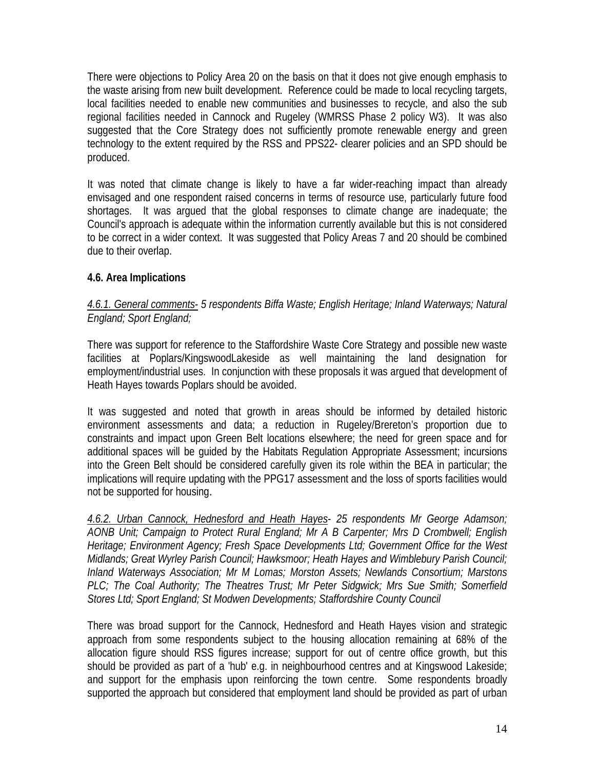There were objections to Policy Area 20 on the basis on that it does not give enough emphasis to the waste arising from new built development. Reference could be made to local recycling targets, local facilities needed to enable new communities and businesses to recycle, and also the sub regional facilities needed in Cannock and Rugeley (WMRSS Phase 2 policy W3). It was also suggested that the Core Strategy does not sufficiently promote renewable energy and green technology to the extent required by the RSS and PPS22- clearer policies and an SPD should be produced.

It was noted that climate change is likely to have a far wider-reaching impact than already envisaged and one respondent raised concerns in terms of resource use, particularly future food shortages. It was argued that the global responses to climate change are inadequate; the Council's approach is adequate within the information currently available but this is not considered to be correct in a wider context. It was suggested that Policy Areas 7 and 20 should be combined due to their overlap.

### 4.6. Area Implications

*4.6.1. General comments- 5 respondents Biffa Waste; English Heritage; Inland Waterways; Natural England; Sport England;*

There was support for reference to the Staffordshire Waste Core Strategy and possible new waste facilities at Poplars/KingswoodLakeside as well maintaining the land designation for employment/industrial uses. In conjunction with these proposals it was argued that development of Heath Hayes towards Poplars should be avoided.

It was suggested and noted that growth in areas should be informed by detailed historic environment assessments and data; a reduction in Rugeley/Brereton's proportion due to constraints and impact upon Green Belt locations elsewhere; the need for green space and for additional spaces will be guided by the Habitats Regulation Appropriate Assessment; incursions into the Green Belt should be considered carefully given its role within the BEA in particular; the implications will require updating with the PPG17 assessment and the loss of sports facilities would not be supported for housing.

*4.6.2. Urban Cannock, Hednesford and Heath Hayes- 25 respondents Mr George Adamson; AONB Unit; Campaign to Protect Rural England; Mr A B Carpenter; Mrs D Crombwell; English Heritage; Environment Agency; Fresh Space Developments Ltd; Government Office for the West Midlands; Great Wyrley Parish Council; Hawksmoor; Heath Hayes and Wimblebury Parish Council; Inland Waterways Association; Mr M Lomas; Morston Assets; Newlands Consortium; Marstons PLC; The Coal Authority; The Theatres Trust; Mr Peter Sidgwick; Mrs Sue Smith; Somerfield Stores Ltd; Sport England; St Modwen Developments; Staffordshire County Council*

There was broad support for the Cannock, Hednesford and Heath Hayes vision and strategic approach from some respondents subject to the housing allocation remaining at 68% of the allocation figure should RSS figures increase; support for out of centre office growth, but this should be provided as part of a 'hub' e.g. in neighbourhood centres and at Kingswood Lakeside; and support for the emphasis upon reinforcing the town centre. Some respondents broadly supported the approach but considered that employment land should be provided as part of urban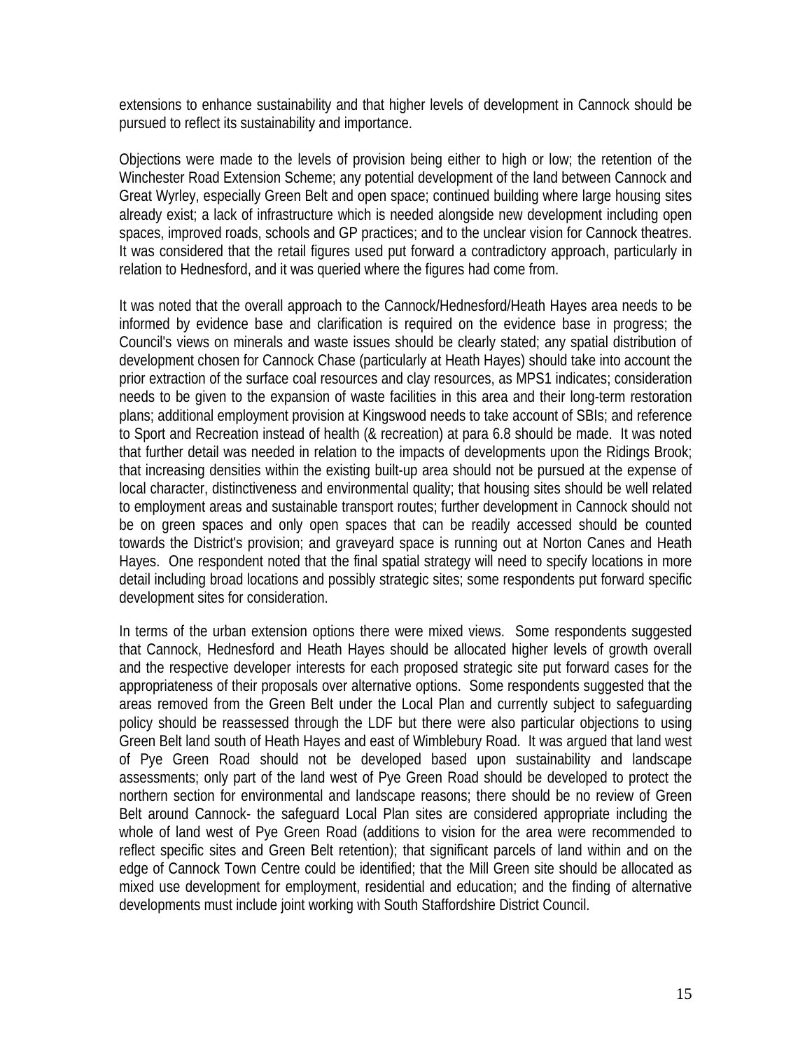extensions to enhance sustainability and that higher levels of development in Cannock should be pursued to reflect its sustainability and importance.

Objections were made to the levels of provision being either to high or low; the retention of the Winchester Road Extension Scheme; any potential development of the land between Cannock and Great Wyrley, especially Green Belt and open space; continued building where large housing sites already exist; a lack of infrastructure which is needed alongside new development including open spaces, improved roads, schools and GP practices; and to the unclear vision for Cannock theatres. It was considered that the retail figures used put forward a contradictory approach, particularly in relation to Hednesford, and it was queried where the figures had come from.

It was noted that the overall approach to the Cannock/Hednesford/Heath Hayes area needs to be informed by evidence base and clarification is required on the evidence base in progress; the Council's views on minerals and waste issues should be clearly stated; any spatial distribution of development chosen for Cannock Chase (particularly at Heath Hayes) should take into account the prior extraction of the surface coal resources and clay resources, as MPS1 indicates; consideration needs to be given to the expansion of waste facilities in this area and their long-term restoration plans; additional employment provision at Kingswood needs to take account of SBIs; and reference to Sport and Recreation instead of health (& recreation) at para 6.8 should be made. It was noted that further detail was needed in relation to the impacts of developments upon the Ridings Brook; that increasing densities within the existing built-up area should not be pursued at the expense of local character, distinctiveness and environmental quality; that housing sites should be well related to employment areas and sustainable transport routes; further development in Cannock should not be on green spaces and only open spaces that can be readily accessed should be counted towards the District's provision; and graveyard space is running out at Norton Canes and Heath Hayes. One respondent noted that the final spatial strategy will need to specify locations in more detail including broad locations and possibly strategic sites; some respondents put forward specific development sites for consideration.

In terms of the urban extension options there were mixed views. Some respondents suggested that Cannock, Hednesford and Heath Hayes should be allocated higher levels of growth overall and the respective developer interests for each proposed strategic site put forward cases for the appropriateness of their proposals over alternative options. Some respondents suggested that the areas removed from the Green Belt under the Local Plan and currently subject to safeguarding policy should be reassessed through the LDF but there were also particular objections to using Green Belt land south of Heath Hayes and east of Wimblebury Road. It was argued that land west of Pye Green Road should not be developed based upon sustainability and landscape assessments; only part of the land west of Pye Green Road should be developed to protect the northern section for environmental and landscape reasons; there should be no review of Green Belt around Cannock- the safeguard Local Plan sites are considered appropriate including the whole of land west of Pye Green Road (additions to vision for the area were recommended to reflect specific sites and Green Belt retention); that significant parcels of land within and on the edge of Cannock Town Centre could be identified; that the Mill Green site should be allocated as mixed use development for employment, residential and education; and the finding of alternative developments must include joint working with South Staffordshire District Council.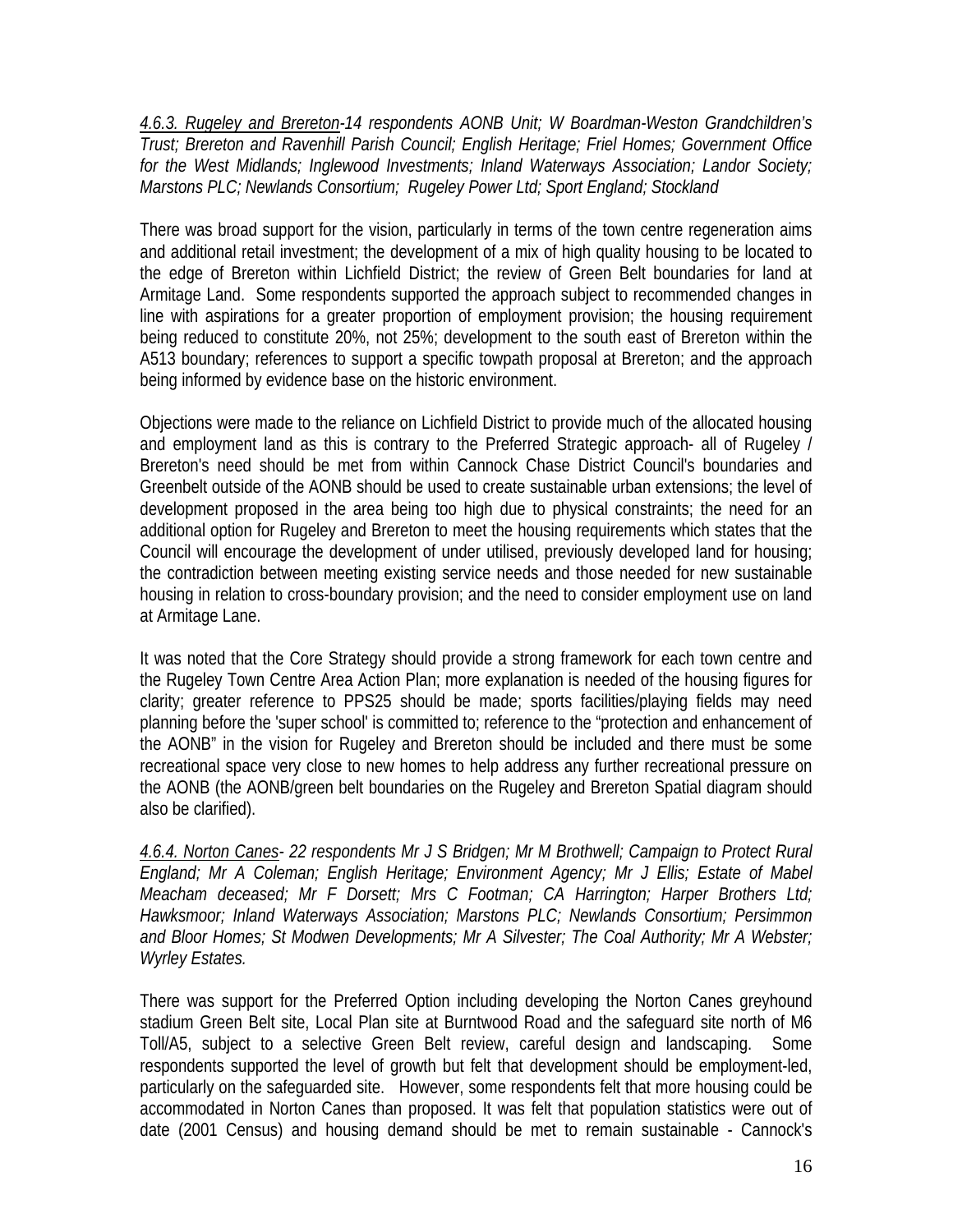*<u>4.6.3. Rugeley and Brereton</u>-14 respondents AONB Unit; W Boardman-Weston Grandchildren's Trust; Brereton and Ravenhill Parish Council; English Heritage; Friel Homes; Government Office for the West Midlands; Inglewood Investments; Inland Waterways Association; Landor Society; Marstons PLC; Newlands Consortium; Rugeley Power Ltd; Sport England; Stockland*

There was broad support for the vision, particularly in terms of the town centre regeneration aims and additional retail investment; the development of a mix of high quality housing to be located to the edge of Brereton within Lichfield District; the review of Green Belt boundaries for land at Armitage Land. Some respondents supported the approach subject to recommended changes in line with aspirations for a greater proportion of employment provision; the housing requirement being reduced to constitute 20%, not 25%; development to the south east of Brereton within the A513 boundary; references to support a specific towpath proposal at Brereton; and the approach being informed by evidence base on the historic environment.

Objections were made to the reliance on Lichfield District to provide much of the allocated housing and employment land as this is contrary to the Preferred Strategic approach- all of Rugeley / Brereton's need should be met from within Cannock Chase District Council's boundaries and Greenbelt outside of the AONB should be used to create sustainable urban extensions; the level of development proposed in the area being too high due to physical constraints; the need for an additional option for Rugeley and Brereton to meet the housing requirements which states that the Council will encourage the development of under utilised, previously developed land for housing; the contradiction between meeting existing service needs and those needed for new sustainable housing in relation to cross-boundary provision; and the need to consider employment use on land at Armitage Lane.

It was noted that the Core Strategy should provide a strong framework for each town centre and the Rugeley Town Centre Area Action Plan; more explanation is needed of the housing figures for clarity; greater reference to PPS25 should be made; sports facilities/playing fields may need planning before the 'super school' is committed to; reference to the "protection and enhancement of the AONB" in the vision for Rugeley and Brereton should be included and there must be some recreational space very close to new homes to help address any further recreational pressure on the AONB (the AONB/green belt boundaries on the Rugeley and Brereton Spatial diagram should also be clarified).

*<u>4.6.4. Norton Canes</u>- 22 respondents Mr J S Bridgen; Mr M Brothwell; Campaign to Protect Rural England; Mr A Coleman; English Heritage; Environment Agency; Mr J Ellis; Estate of Mabel Meacham deceased; Mr F Dorsett; Mrs C Footman; CA Harrington; Harper Brothers Ltd; Hawksmoor; Inland Waterways Association; Marstons PLC; Newlands Consortium; Persimmon and Bloor Homes; St Modwen Developments; Mr A Silvester; The Coal Authority; Mr A Webster; Wyrley Estates.*

There was support for the Preferred Option including developing the Norton Canes greyhound stadium Green Belt site, Local Plan site at Burntwood Road and the safeguard site north of M6 Toll/A5, subject to a selective Green Belt review, careful design and landscaping. Some respondents supported the level of growth but felt that development should be employment-led, particularly on the safeguarded site. However, some respondents felt that more housing could be accommodated in Norton Canes than proposed. It was felt that population statistics were out of date (2001 Census) and housing demand should be met to remain sustainable - Cannock's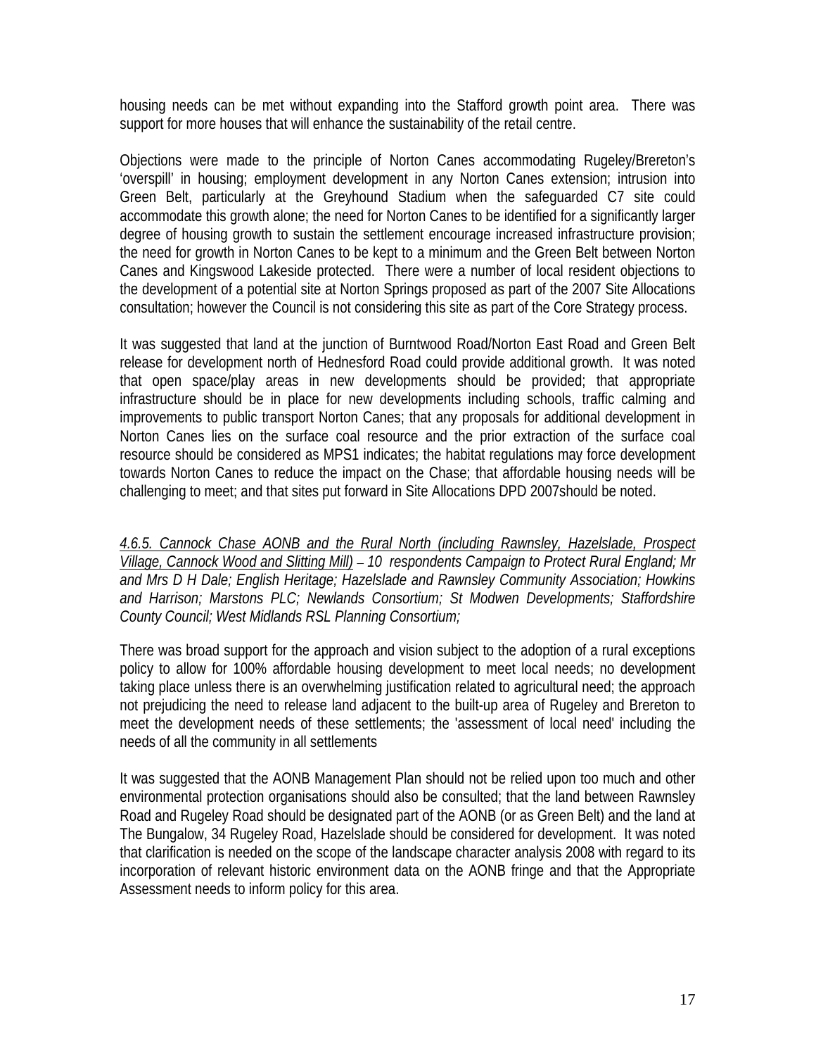housing needs can be met without expanding into the Stafford growth point area. There was support for more houses that will enhance the sustainability of the retail centre.

Objections were made to the principle of Norton Canes accommodating Rugeley/Brereton's 'overspill' in housing; employment development in any Norton Canes extension; intrusion into Green Belt, particularly at the Greyhound Stadium when the safeguarded C7 site could accommodate this growth alone; the need for Norton Canes to be identified for a significantly larger degree of housing growth to sustain the settlement encourage increased infrastructure provision; the need for growth in Norton Canes to be kept to a minimum and the Green Belt between Norton Canes and Kingswood Lakeside protected. There were a number of local resident objections to the development of a potential site at Norton Springs proposed as part of the 2007 Site Allocations consultation; however the Council is not considering this site as part of the Core Strategy process.

It was suggested that land at the junction of Burntwood Road/Norton East Road and Green Belt release for development north of Hednesford Road could provide additional growth. It was noted that open space/play areas in new developments should be provided; that appropriate infrastructure should be in place for new developments including schools, traffic calming and improvements to public transport Norton Canes; that any proposals for additional development in Norton Canes lies on the surface coal resource and the prior extraction of the surface coal resource should be considered as MPS1 indicates; the habitat regulations may force development towards Norton Canes to reduce the impact on the Chase; that affordable housing needs will be challenging to meet; and that sites put forward in Site Allocations DPD 2007should be noted.

*<u>4.6.5. Cannock Chase AONB and the Rural North (including Rawnsley, Hazelslade, Prospect Village, Cannock Wood and Slitting Mill)</u> – 10 respondents Campaign to Protect Rural England; Mr and Mrs D H Dale; English Heritage; Hazelslade and Rawnsley Community Association; Howkins and Harrison; Marstons PLC; Newlands Consortium; St Modwen Developments; Staffordshire County Council; West Midlands RSL Planning Consortium;*

There was broad support for the approach and vision subject to the adoption of a rural exceptions policy to allow for 100% affordable housing development to meet local needs; no development taking place unless there is an overwhelming justification related to agricultural need; the approach not prejudicing the need to release land adjacent to the built-up area of Rugeley and Brereton to meet the development needs of these settlements; the 'assessment of local need' including the needs of all the community in all settlements

It was suggested that the AONB Management Plan should not be relied upon too much and other environmental protection organisations should also be consulted; that the land between Rawnsley Road and Rugeley Road should be designated part of the AONB (or as Green Belt) and the land at The Bungalow, 34 Rugeley Road, Hazelslade should be considered for development. It was noted that clarification is needed on the scope of the landscape character analysis 2008 with regard to its incorporation of relevant historic environment data on the AONB fringe and that the Appropriate Assessment needs to inform policy for this area.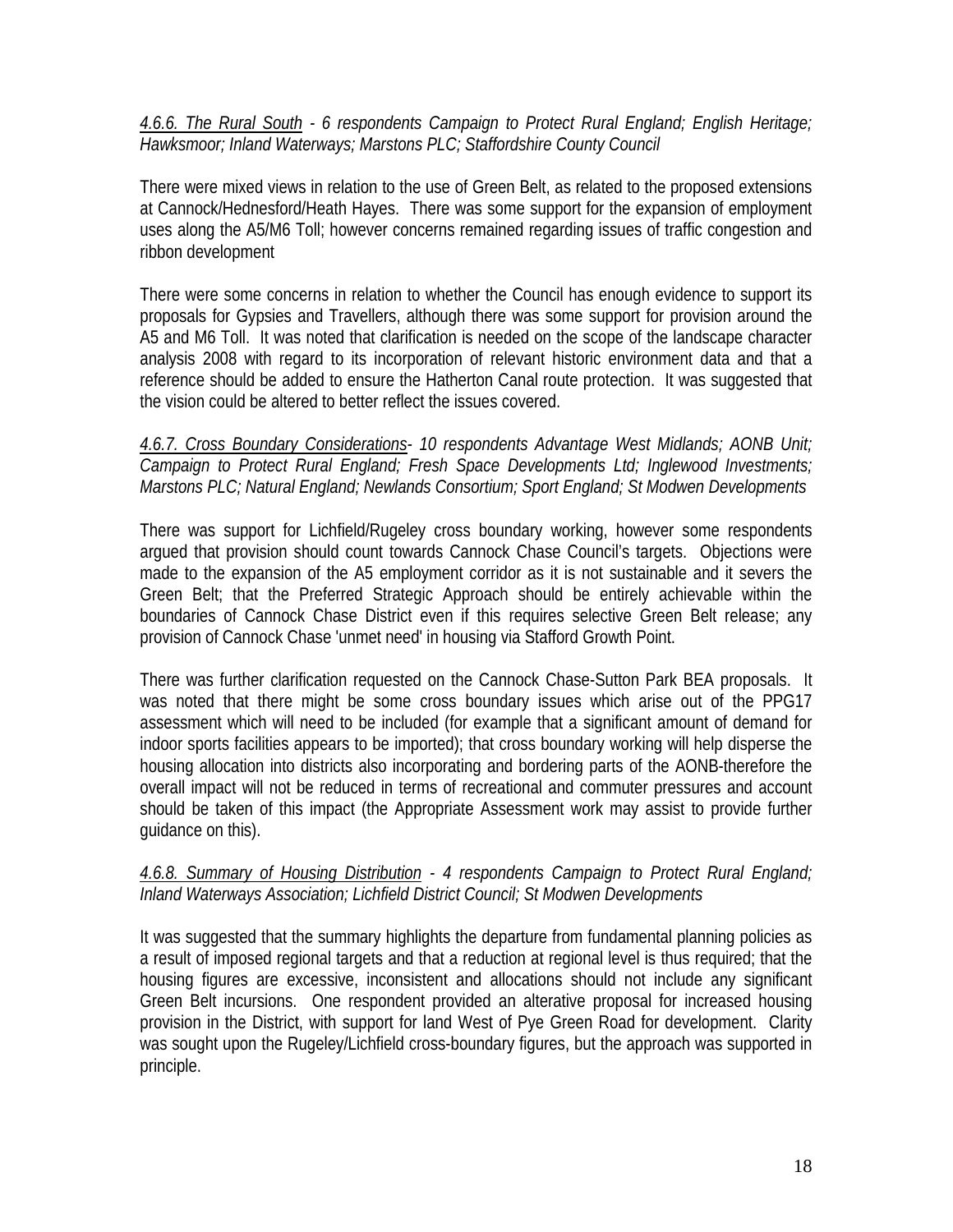*<u>4.6.6. The Rural South</u> - 6 respondents Campaign to Protect Rural England; English Heritage; Hawksmoor; Inland Waterways; Marstons PLC; Staffordshire County Council*

There were mixed views in relation to the use of Green Belt, as related to the proposed extensions at Cannock/Hednesford/Heath Hayes. There was some support for the expansion of employment uses along the A5/M6 Toll; however concerns remained regarding issues of traffic congestion and ribbon development

There were some concerns in relation to whether the Council has enough evidence to support its proposals for Gypsies and Travellers, although there was some support for provision around the A5 and M6 Toll. It was noted that clarification is needed on the scope of the landscape character analysis 2008 with regard to its incorporation of relevant historic environment data and that a reference should be added to ensure the Hatherton Canal route protection. It was suggested that the vision could be altered to better reflect the issues covered.

*<u>4.6.7. Cross Boundary Considerations</u>- 10 respondents Advantage West Midlands; AONB Unit; Campaign to Protect Rural England; Fresh Space Developments Ltd; Inglewood Investments; Marstons PLC; Natural England; Newlands Consortium; Sport England; St Modwen Developments*

There was support for Lichfield/Rugeley cross boundary working, however some respondents argued that provision should count towards Cannock Chase Council's targets. Objections were made to the expansion of the A5 employment corridor as it is not sustainable and it severs the Green Belt; that the Preferred Strategic Approach should be entirely achievable within the boundaries of Cannock Chase District even if this requires selective Green Belt release; any provision of Cannock Chase 'unmet need' in housing via Stafford Growth Point.

There was further clarification requested on the Cannock Chase-Sutton Park BEA proposals. It was noted that there might be some cross boundary issues which arise out of the PPG17 assessment which will need to be included (for example that a significant amount of demand for indoor sports facilities appears to be imported); that cross boundary working will help disperse the housing allocation into districts also incorporating and bordering parts of the AONB-therefore the overall impact will not be reduced in terms of recreational and commuter pressures and account should be taken of this impact (the Appropriate Assessment work may assist to provide further guidance on this).

*<u>4.6.8. Summary of Housing Distribution</u> - 4 respondents Campaign to Protect Rural England; Inland Waterways Association; Lichfield District Council; St Modwen Developments*

It was suggested that the summary highlights the departure from fundamental planning policies as a result of imposed regional targets and that a reduction at regional level is thus required; that the housing figures are excessive, inconsistent and allocations should not include any significant Green Belt incursions. One respondent provided an alterative proposal for increased housing provision in the District, with support for land West of Pye Green Road for development. Clarity was sought upon the Rugeley/Lichfield cross-boundary figures, but the approach was supported in principle.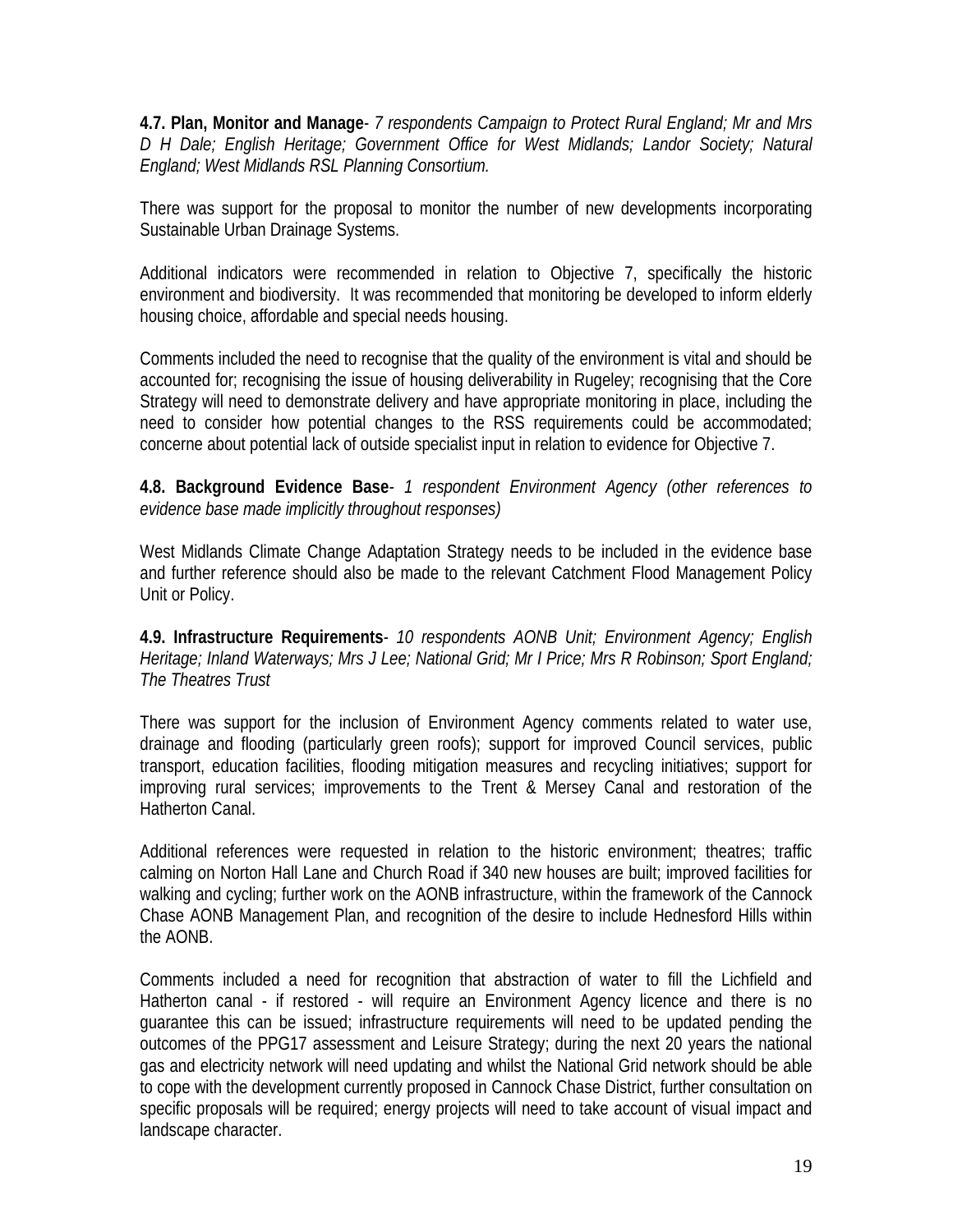**4.7. Plan, Monitor and Manage**- *7 respondents Campaign to Protect Rural England; Mr and Mrs D H Dale; English Heritage; Government Office for West Midlands; Landor Society; Natural England; West Midlands RSL Planning Consortium.*

There was support for the proposal to monitor the number of new developments incorporating Sustainable Urban Drainage Systems.

Additional indicators were recommended in relation to Objective 7, specifically the historic environment and biodiversity. It was recommended that monitoring be developed to inform elderly housing choice, affordable and special needs housing.

Comments included the need to recognise that the quality of the environment is vital and should be accounted for; recognising the issue of housing deliverability in Rugeley; recognising that the Core Strategy will need to demonstrate delivery and have appropriate monitoring in place, including the need to consider how potential changes to the RSS requirements could be accommodated; concerne about potential lack of outside specialist input in relation to evidence for Objective 7.

**4.8. Background Evidence Base**- *1 respondent Environment Agency (other references to evidence base made implicitly throughout responses)*

West Midlands Climate Change Adaptation Strategy needs to be included in the evidence base and further reference should also be made to the relevant Catchment Flood Management Policy Unit or Policy.

**4.9. Infrastructure Requirements**- *10 respondents AONB Unit; Environment Agency; English Heritage; Inland Waterways; Mrs J Lee; National Grid; Mr I Price; Mrs R Robinson; Sport England; The Theatres Trust*

There was support for the inclusion of Environment Agency comments related to water use, drainage and flooding (particularly green roofs); support for improved Council services, public transport, education facilities, flooding mitigation measures and recycling initiatives; support for improving rural services; improvements to the Trent & Mersey Canal and restoration of the Hatherton Canal.

Additional references were requested in relation to the historic environment; theatres; traffic calming on Norton Hall Lane and Church Road if 340 new houses are built; improved facilities for walking and cycling; further work on the AONB infrastructure, within the framework of the Cannock Chase AONB Management Plan, and recognition of the desire to include Hednesford Hills within the AONB.

Comments included a need for recognition that abstraction of water to fill the Lichfield and Hatherton canal - if restored - will require an Environment Agency licence and there is no guarantee this can be issued; infrastructure requirements will need to be updated pending the outcomes of the PPG17 assessment and Leisure Strategy; during the next 20 years the national gas and electricity network will need updating and whilst the National Grid network should be able to cope with the development currently proposed in Cannock Chase District, further consultation on specific proposals will be required; energy projects will need to take account of visual impact and landscape character.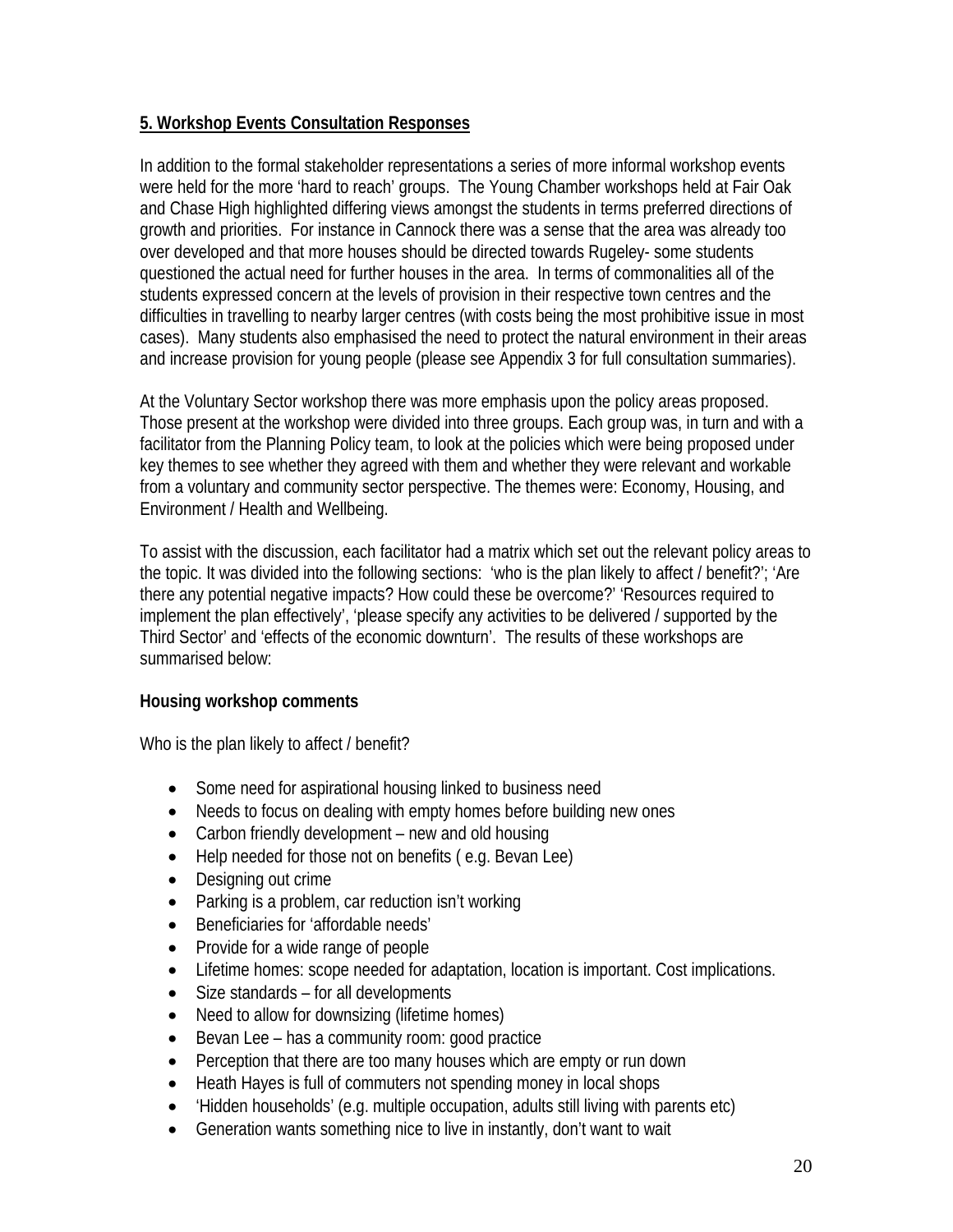## 5. Workshop Events Consultation Responses

In addition to the formal stakeholder representations a series of more informal workshop events were held for the more 'hard to reach' groups. The Young Chamber workshops held at Fair Oak and Chase High highlighted differing views amongst the students in terms preferred directions of growth and priorities. For instance in Cannock there was a sense that the area was already too over developed and that more houses should be directed towards Rugeley- some students questioned the actual need for further houses in the area. In terms of commonalities all of the students expressed concern at the levels of provision in their respective town centres and the difficulties in travelling to nearby larger centres (with costs being the most prohibitive issue in most cases). Many students also emphasised the need to protect the natural environment in their areas and increase provision for young people (please see Appendix 3 for full consultation summaries).

At the Voluntary Sector workshop there was more emphasis upon the policy areas proposed. Those present at the workshop were divided into three groups. Each group was, in turn and with a facilitator from the Planning Policy team, to look at the policies which were being proposed under key themes to see whether they agreed with them and whether they were relevant and workable from a voluntary and community sector perspective. The themes were: Economy, Housing, and Environment / Health and Wellbeing.

To assist with the discussion, each facilitator had a matrix which set out the relevant policy areas to the topic. It was divided into the following sections: 'who is the plan likely to affect / benefit?'; 'Are there any potential negative impacts? How could these be overcome?' 'Resources required to implement the plan effectively', 'please specify any activities to be delivered / supported by the Third Sector' and 'effects of the economic downturn'. The results of these workshops are summarised below:

**Housing workshop comments**

Who is the plan likely to affect / benefit?

- Some need for aspirational housing linked to business need
- Needs to focus on dealing with empty homes before building new ones
- Carbon friendly development – new and old housing
- Help needed for those not on benefits ( e.g. Bevan Lee)
- Designing out crime
- Parking is a problem, car reduction isn't working
- Beneficiaries for 'affordable needs'
- Provide for a wide range of people
- Lifetime homes: scope needed for adaptation, location is important. Cost implications.
- Size standards – for all developments
- Need to allow for downsizing (lifetime homes)
- Bevan Lee – has a community room: good practice
- Perception that there are too many houses which are empty or run down
- Heath Hayes is full of commuters not spending money in local shops
- 'Hidden households' (e.g. multiple occupation, adults still living with parents etc)
- Generation wants something nice to live in instantly, don't want to wait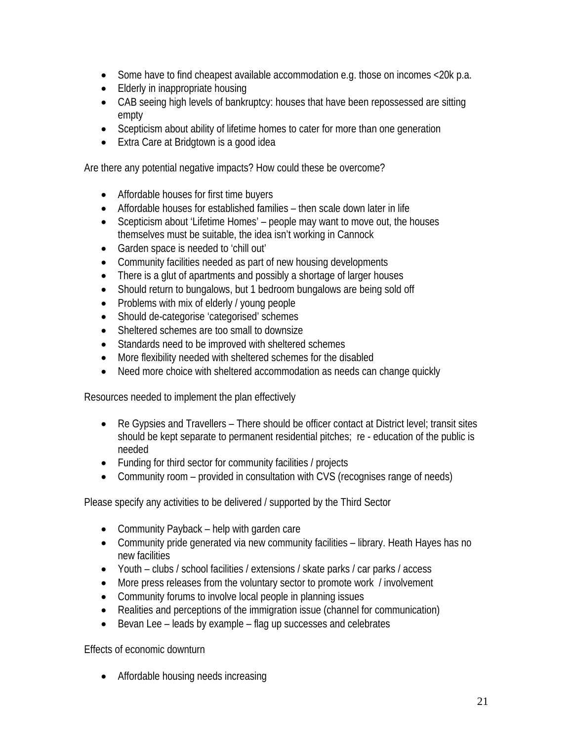- Some have to find cheapest available accommodation e.g. those on incomes <20k p.a.
- Elderly in inappropriate housing
- CAB seeing high levels of bankruptcy: houses that have been repossessed are sitting empty
- Scepticism about ability of lifetime homes to cater for more than one generation
- Extra Care at Bridgtown is a good idea

Are there any potential negative impacts? How could these be overcome?

- Affordable houses for first time buyers
- Affordable houses for established families – then scale down later in life
- Scepticism about 'Lifetime Homes' – people may want to move out, the houses themselves must be suitable, the idea isn't working in Cannock
- Garden space is needed to 'chill out'
- Community facilities needed as part of new housing developments
- There is a glut of apartments and possibly a shortage of larger houses
- Should return to bungalows, but 1 bedroom bungalows are being sold off
- Problems with mix of elderly / young people
- Should de-categorise 'categorised' schemes
- Sheltered schemes are too small to downsize
- Standards need to be improved with sheltered schemes
- More flexibility needed with sheltered schemes for the disabled
- Need more choice with sheltered accommodation as needs can change quickly

Resources needed to implement the plan effectively

- Re Gypsies and Travellers – There should be officer contact at District level; transit sites should be kept separate to permanent residential pitches; re - education of the public is needed
- Funding for third sector for community facilities / projects
- Community room – provided in consultation with CVS (recognises range of needs)

Please specify any activities to be delivered / supported by the Third Sector

- Community Payback – help with garden care
- Community pride generated via new community facilities – library. Heath Hayes has no new facilities
- Youth – clubs / school facilities / extensions / skate parks / car parks / access
- More press releases from the voluntary sector to promote work / involvement
- Community forums to involve local people in planning issues
- Realities and perceptions of the immigration issue (channel for communication)
- Bevan Lee – leads by example – flag up successes and celebrates

Effects of economic downturn

- Affordable housing needs increasing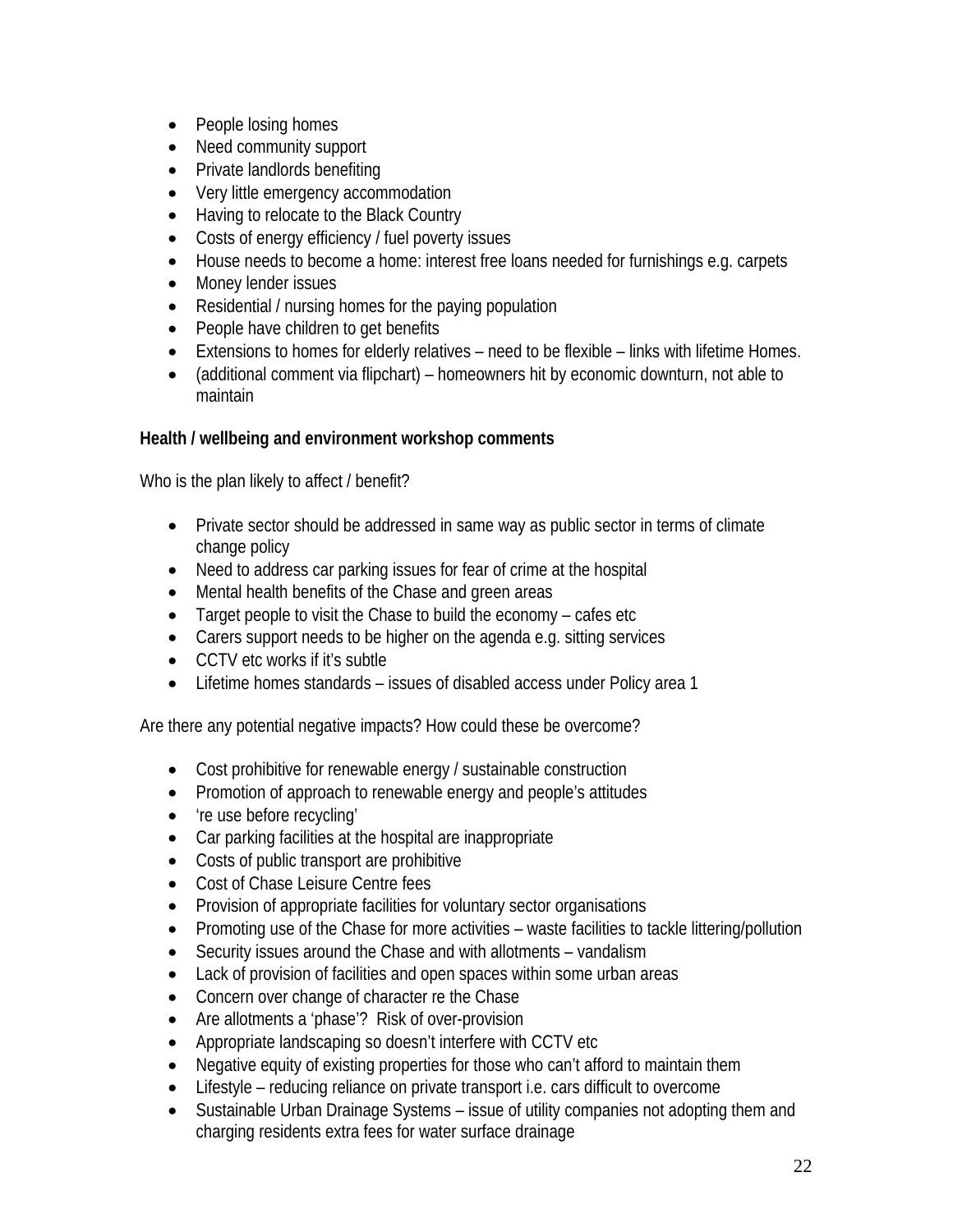- People losing homes
- Need community support
- Private landlords benefiting
- Very little emergency accommodation
- Having to relocate to the Black Country
- Costs of energy efficiency / fuel poverty issues
- House needs to become a home: interest free loans needed for furnishings e.g. carpets
- Money lender issues
- Residential / nursing homes for the paying population
- People have children to get benefits
- Extensions to homes for elderly relatives – need to be flexible – links with lifetime Homes.
- (additional comment via flipchart) – homeowners hit by economic downturn, not able to maintain

**Health / wellbeing and environment workshop comments**

Who is the plan likely to affect / benefit?

- Private sector should be addressed in same way as public sector in terms of climate change policy
- Need to address car parking issues for fear of crime at the hospital
- Mental health benefits of the Chase and green areas
- Target people to visit the Chase to build the economy – cafes etc
- Carers support needs to be higher on the agenda e.g. sitting services
- CCTV etc works if it's subtle
- Lifetime homes standards – issues of disabled access under Policy area 1

Are there any potential negative impacts? How could these be overcome?

- Cost prohibitive for renewable energy / sustainable construction
- Promotion of approach to renewable energy and people's attitudes
- 're use before recycling'
- Car parking facilities at the hospital are inappropriate
- Costs of public transport are prohibitive
- Cost of Chase Leisure Centre fees
- Provision of appropriate facilities for voluntary sector organisations
- Promoting use of the Chase for more activities – waste facilities to tackle littering/pollution
- Security issues around the Chase and with allotments – vandalism
- Lack of provision of facilities and open spaces within some urban areas
- Concern over change of character re the Chase
- Are allotments a 'phase'? Risk of over-provision
- Appropriate landscaping so doesn't interfere with CCTV etc
- Negative equity of existing properties for those who can't afford to maintain them
- Lifestyle – reducing reliance on private transport i.e. cars difficult to overcome
- Sustainable Urban Drainage Systems – issue of utility companies not adopting them and charging residents extra fees for water surface drainage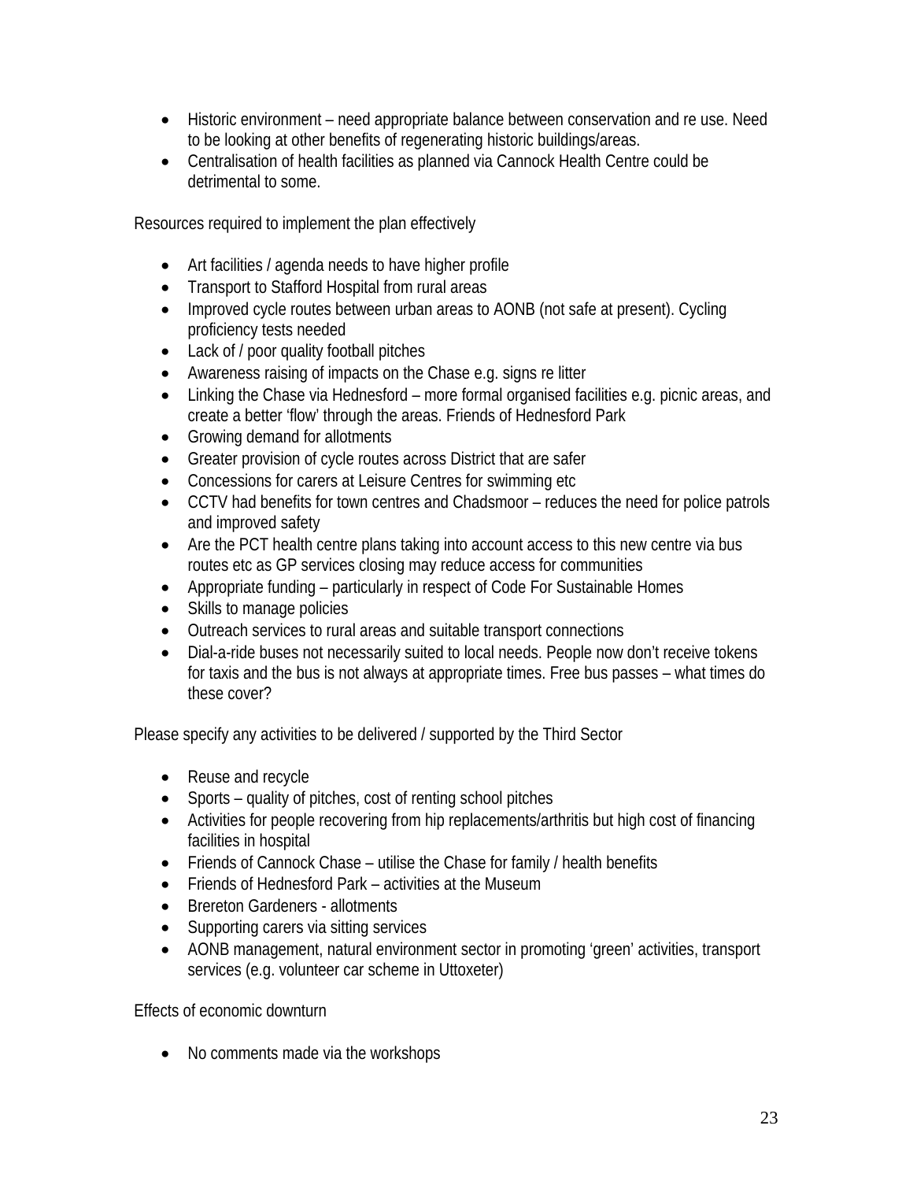- Historic environment – need appropriate balance between conservation and re use. Need to be looking at other benefits of regenerating historic buildings/areas.
- Centralisation of health facilities as planned via Cannock Health Centre could be detrimental to some.

Resources required to implement the plan effectively

- Art facilities / agenda needs to have higher profile
- Transport to Stafford Hospital from rural areas
- Improved cycle routes between urban areas to AONB (not safe at present). Cycling proficiency tests needed
- Lack of / poor quality football pitches
- Awareness raising of impacts on the Chase e.g. signs re litter
- Linking the Chase via Hednesford – more formal organised facilities e.g. picnic areas, and create a better 'flow' through the areas. Friends of Hednesford Park
- Growing demand for allotments
- Greater provision of cycle routes across District that are safer
- Concessions for carers at Leisure Centres for swimming etc
- CCTV had benefits for town centres and Chadsmoor – reduces the need for police patrols and improved safety
- Are the PCT health centre plans taking into account access to this new centre via bus routes etc as GP services closing may reduce access for communities
- Appropriate funding – particularly in respect of Code For Sustainable Homes
- Skills to manage policies
- Outreach services to rural areas and suitable transport connections
- Dial-a-ride buses not necessarily suited to local needs. People now don't receive tokens for taxis and the bus is not always at appropriate times. Free bus passes – what times do these cover?

Please specify any activities to be delivered / supported by the Third Sector

- Reuse and recycle
- Sports – quality of pitches, cost of renting school pitches
- Activities for people recovering from hip replacements/arthritis but high cost of financing facilities in hospital
- Friends of Cannock Chase – utilise the Chase for family / health benefits
- Friends of Hednesford Park – activities at the Museum
- Brereton Gardeners - allotments
- Supporting carers via sitting services
- AONB management, natural environment sector in promoting 'green' activities, transport services (e.g. volunteer car scheme in Uttoxeter)

Effects of economic downturn

- No comments made via the workshops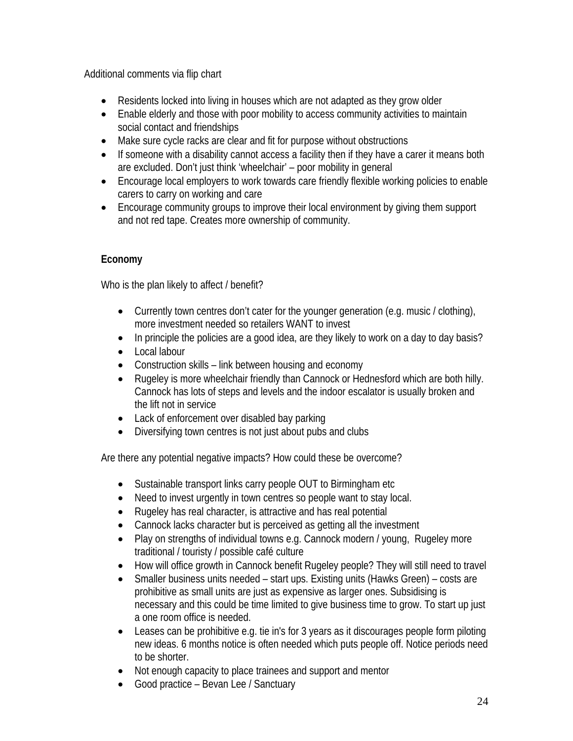Additional comments via flip chart

- Residents locked into living in houses which are not adapted as they grow older
- Enable elderly and those with poor mobility to access community activities to maintain social contact and friendships
- Make sure cycle racks are clear and fit for purpose without obstructions
- If someone with a disability cannot access a facility then if they have a carer it means both are excluded. Don't just think 'wheelchair' – poor mobility in general
- Encourage local employers to work towards care friendly flexible working policies to enable carers to carry on working and care
- Encourage community groups to improve their local environment by giving them support and not red tape. Creates more ownership of community.

**Economy**

Who is the plan likely to affect / benefit?

- Currently town centres don't cater for the younger generation (e.g. music / clothing), more investment needed so retailers WANT to invest
- In principle the policies are a good idea, are they likely to work on a day to day basis?
- Local labour
- Construction skills – link between housing and economy
- Rugeley is more wheelchair friendly than Cannock or Hednesford which are both hilly. Cannock has lots of steps and levels and the indoor escalator is usually broken and the lift not in service
- Lack of enforcement over disabled bay parking
- Diversifying town centres is not just about pubs and clubs

Are there any potential negative impacts? How could these be overcome?

- Sustainable transport links carry people OUT to Birmingham etc
- Need to invest urgently in town centres so people want to stay local.
- Rugeley has real character, is attractive and has real potential
- Cannock lacks character but is perceived as getting all the investment
- Play on strengths of individual towns e.g. Cannock modern / young, Rugeley more traditional / touristy / possible café culture
- How will office growth in Cannock benefit Rugeley people? They will still need to travel
- Smaller business units needed – start ups. Existing units (Hawks Green) – costs are prohibitive as small units are just as expensive as larger ones. Subsidising is necessary and this could be time limited to give business time to grow. To start up just a one room office is needed.
- Leases can be prohibitive e.g. tie in's for 3 years as it discourages people form piloting new ideas. 6 months notice is often needed which puts people off. Notice periods need to be shorter.
- Not enough capacity to place trainees and support and mentor
- Good practice – Bevan Lee / Sanctuary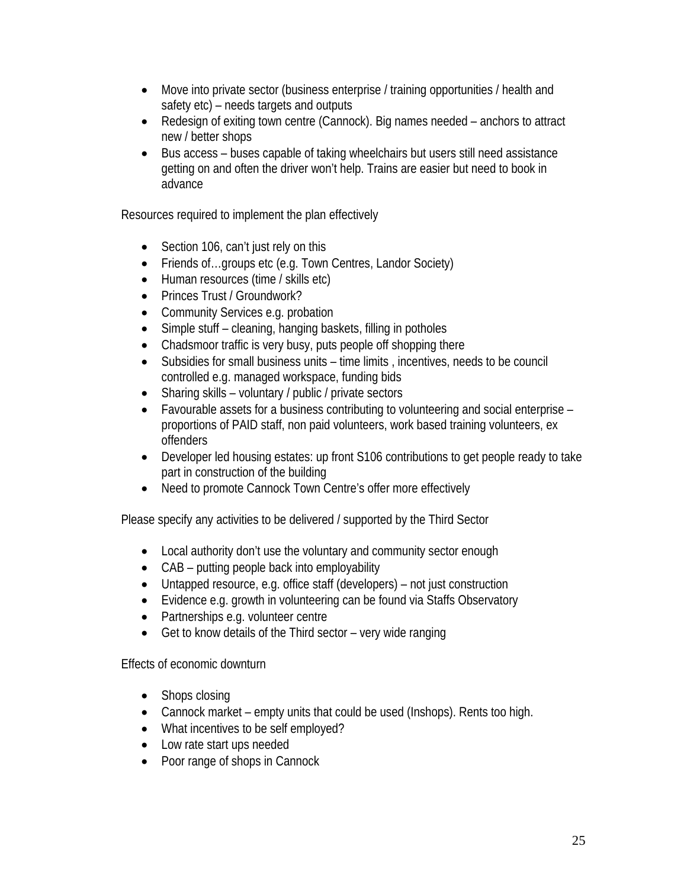- Move into private sector (business enterprise / training opportunities / health and safety etc) – needs targets and outputs
- Redesign of exiting town centre (Cannock). Big names needed – anchors to attract new / better shops
- Bus access – buses capable of taking wheelchairs but users still need assistance getting on and often the driver won't help. Trains are easier but need to book in advance

Resources required to implement the plan effectively

- Section 106, can't just rely on this
- Friends of…groups etc (e.g. Town Centres, Landor Society)
- Human resources (time / skills etc)
- Princes Trust / Groundwork?
- Community Services e.g. probation
- Simple stuff – cleaning, hanging baskets, filling in potholes
- Chadsmoor traffic is very busy, puts people off shopping there
- Subsidies for small business units – time limits , incentives, needs to be council controlled e.g. managed workspace, funding bids
- Sharing skills – voluntary / public / private sectors
- Favourable assets for a business contributing to volunteering and social enterprise – proportions of PAID staff, non paid volunteers, work based training volunteers, ex offenders
- Developer led housing estates: up front S106 contributions to get people ready to take part in construction of the building
- Need to promote Cannock Town Centre's offer more effectively

Please specify any activities to be delivered / supported by the Third Sector

- Local authority don't use the voluntary and community sector enough
- CAB – putting people back into employability
- Untapped resource, e.g. office staff (developers) – not just construction
- Evidence e.g. growth in volunteering can be found via Staffs Observatory
- Partnerships e.g. volunteer centre
- Get to know details of the Third sector – very wide ranging

Effects of economic downturn

- Shops closing
- Cannock market – empty units that could be used (Inshops). Rents too high.
- What incentives to be self employed?
- Low rate start ups needed
- Poor range of shops in Cannock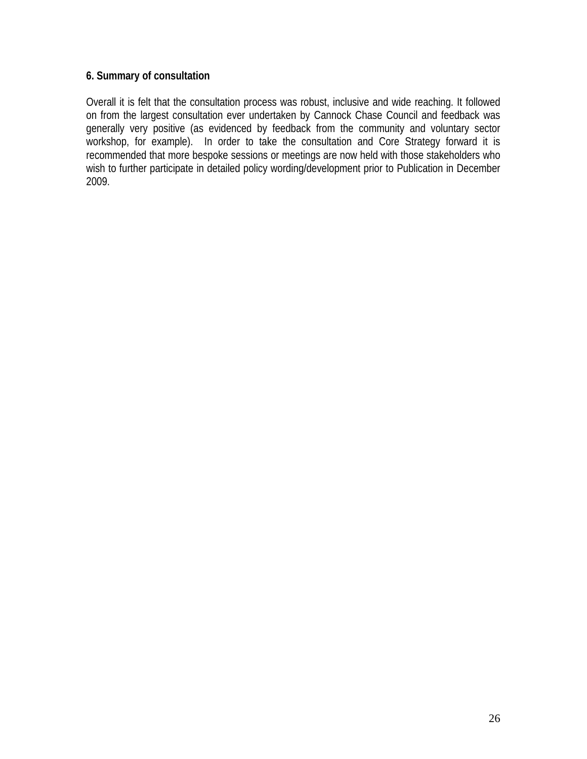### 6. Summary of consultation

Overall it is felt that the consultation process was robust, inclusive and wide reaching. It followed on from the largest consultation ever undertaken by Cannock Chase Council and feedback was generally very positive (as evidenced by feedback from the community and voluntary sector workshop, for example). In order to take the consultation and Core Strategy forward it is recommended that more bespoke sessions or meetings are now held with those stakeholders who wish to further participate in detailed policy wording/development prior to Publication in December 2009.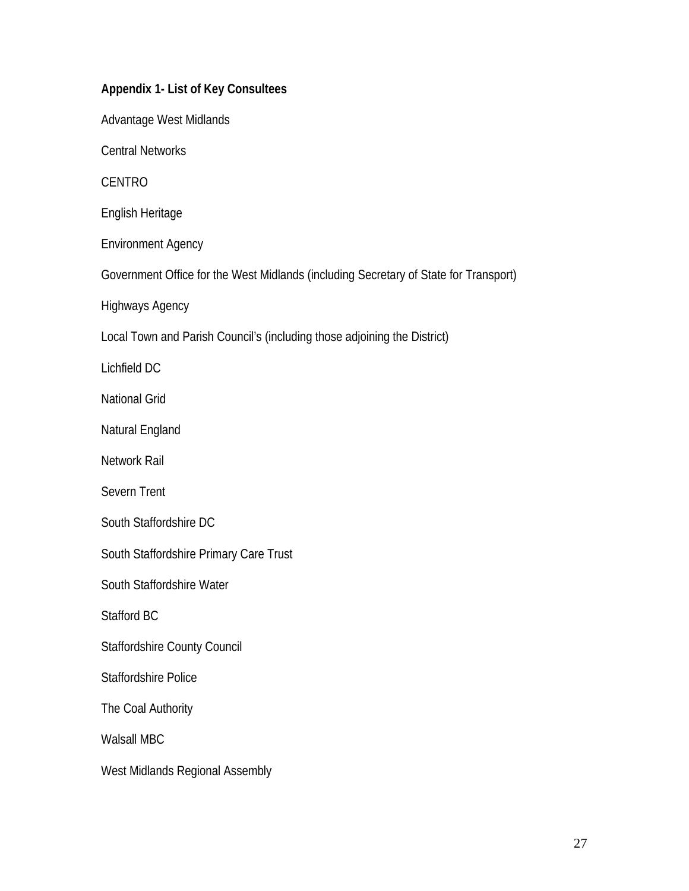**Appendix 1- List of Key Consultees**

Advantage West Midlands

Central Networks

CENTRO

English Heritage

Environment Agency

Government Office for the West Midlands (including Secretary of State for Transport)

Highways Agency

Local Town and Parish Council's (including those adjoining the District)

Lichfield DC

National Grid

Natural England

Network Rail

Severn Trent

South Staffordshire DC

South Staffordshire Primary Care Trust

South Staffordshire Water

Stafford BC

Staffordshire County Council

Staffordshire Police

The Coal Authority

Walsall MBC

West Midlands Regional Assembly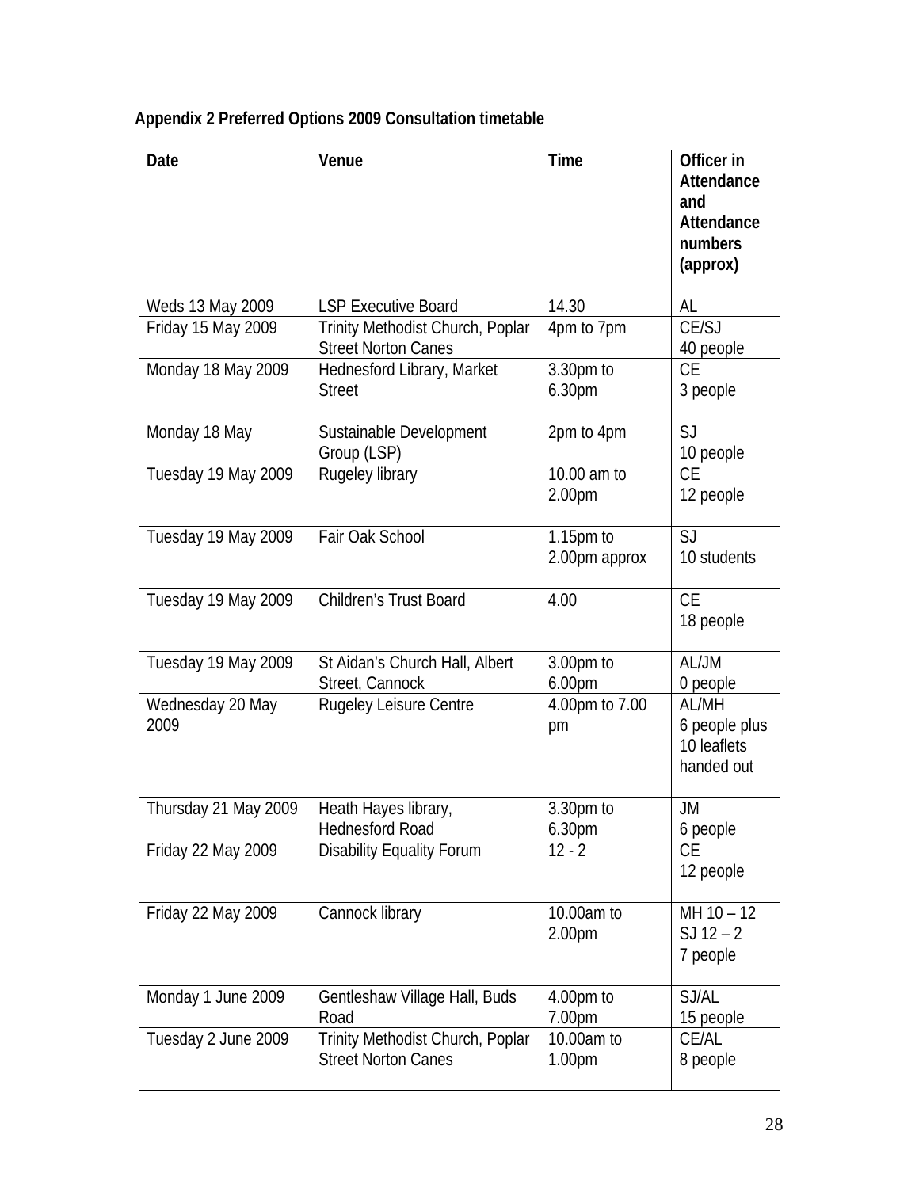**Appendix 2 Preferred Options 2009 Consultation timetable**

| Date | Venue | Time | Officer in Attendance and Attendance numbers (approx) |
|---|---|---|---|
| Weds 13 May 2009 | LSP Executive Board | 14.30 | AL |
| Friday 15 May 2009 | Trinity Methodist Church, Poplar Street Norton Canes | 4pm to 7pm | CE/SJ<br>40 people |
| Monday 18 May 2009 | Hednesford Library, Market Street | 3.30pm to 6.30pm | CE<br>3 people |
| Monday 18 May | Sustainable Development Group (LSP) | 2pm to 4pm | SJ<br>10 people |
| Tuesday 19 May 2009 | Rugeley library | 10.00 am to 2.00pm | CE<br>12 people |
| Tuesday 19 May 2009 | Fair Oak School | 1.15pm to 2.00pm approx | SJ<br>10 students |
| Tuesday 19 May 2009 | Children's Trust Board | 4.00 | CE<br>18 people |
| Tuesday 19 May 2009 | St Aidan's Church Hall, Albert Street, Cannock | 3.00pm to 6.00pm | AL/JM<br>0 people |
| Wednesday 20 May 2009 | Rugeley Leisure Centre | 4.00pm to 7.00 pm | AL/MH<br>6 people plus 10 leaflets handed out |
| Thursday 21 May 2009 | Heath Hayes library, Hednesford Road | 3.30pm to 6.30pm | JM<br>6 people |
| Friday 22 May 2009 | Disability Equality Forum | 12 - 2 | CE<br>12 people |
| Friday 22 May 2009 | Cannock library | 10.00am to 2.00pm | MH 10 – 12<br>SJ 12 – 2<br>7 people |
| Monday 1 June 2009 | Gentleshaw Village Hall, Buds Road | 4.00pm to 7.00pm | SJ/AL<br>15 people |
| Tuesday 2 June 2009 | Trinity Methodist Church, Poplar Street Norton Canes | 10.00am to 1.00pm | CE/AL<br>8 people |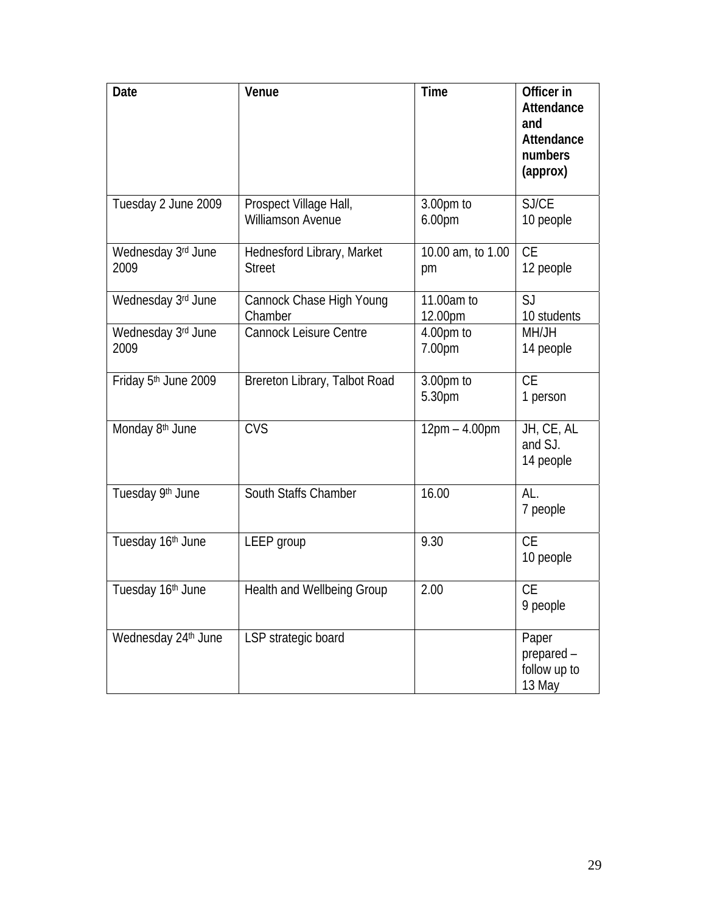| Date | Venue | Time | Officer in Attendance and Attendance numbers (approx) |
|---|---|---|---|
| Tuesday 2 June 2009 | Prospect Village Hall, Williamson Avenue | 3.00pm to 6.00pm | SJ/CE<br>10 people |
| Wednesday 3rd June 2009 | Hednesford Library, Market Street | 10.00 am, to 1.00 pm | CE<br>12 people |
| Wednesday 3rd June | Cannock Chase High Young Chamber | 11.00am to 12.00pm | SJ<br>10 students |
| Wednesday 3rd June 2009 | Cannock Leisure Centre | 4.00pm to 7.00pm | MH/JH<br>14 people |
| Friday 5th June 2009 | Brereton Library, Talbot Road | 3.00pm to 5.30pm | CE<br>1 person |
| Monday 8th June | CVS | 12pm – 4.00pm | JH, CE, AL and SJ.<br>14 people |
| Tuesday 9th June | South Staffs Chamber | 16.00 | AL.<br>7 people |
| Tuesday 16th June | LEEP group | 9.30 | CE<br>10 people |
| Tuesday 16th June | Health and Wellbeing Group | 2.00 | CE<br>9 people |
| Wednesday 24th June | LSP strategic board | | Paper prepared – follow up to 13 May |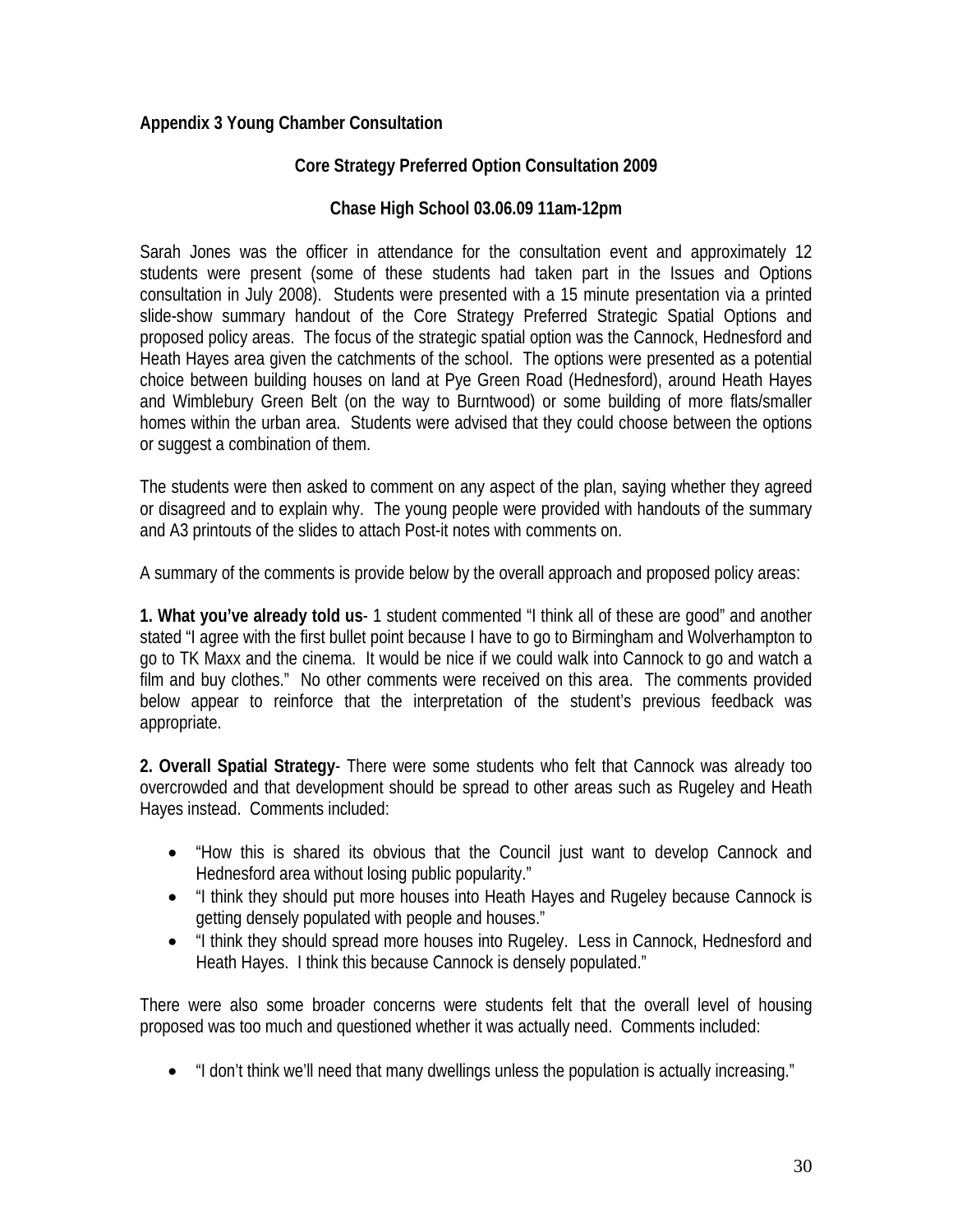**Appendix 3 Young Chamber Consultation**

**Core Strategy Preferred Option Consultation 2009**

**Chase High School 03.06.09 11am-12pm**

Sarah Jones was the officer in attendance for the consultation event and approximately 12 students were present (some of these students had taken part in the Issues and Options consultation in July 2008). Students were presented with a 15 minute presentation via a printed slide-show summary handout of the Core Strategy Preferred Strategic Spatial Options and proposed policy areas. The focus of the strategic spatial option was the Cannock, Hednesford and Heath Hayes area given the catchments of the school. The options were presented as a potential choice between building houses on land at Pye Green Road (Hednesford), around Heath Hayes and Wimblebury Green Belt (on the way to Burntwood) or some building of more flats/smaller homes within the urban area. Students were advised that they could choose between the options or suggest a combination of them.

The students were then asked to comment on any aspect of the plan, saying whether they agreed or disagreed and to explain why. The young people were provided with handouts of the summary and A3 printouts of the slides to attach Post-it notes with comments on.

A summary of the comments is provide below by the overall approach and proposed policy areas:

**1. What you've already told us**- 1 student commented "I think all of these are good" and another stated "I agree with the first bullet point because I have to go to Birmingham and Wolverhampton to go to TK Maxx and the cinema. It would be nice if we could walk into Cannock to go and watch a film and buy clothes." No other comments were received on this area. The comments provided below appear to reinforce that the interpretation of the student's previous feedback was appropriate.

**2. Overall Spatial Strategy**- There were some students who felt that Cannock was already too overcrowded and that development should be spread to other areas such as Rugeley and Heath Hayes instead. Comments included:

- "How this is shared its obvious that the Council just want to develop Cannock and Hednesford area without losing public popularity."
- "I think they should put more houses into Heath Hayes and Rugeley because Cannock is getting densely populated with people and houses."
- "I think they should spread more houses into Rugeley. Less in Cannock, Hednesford and Heath Hayes. I think this because Cannock is densely populated."

There were also some broader concerns were students felt that the overall level of housing proposed was too much and questioned whether it was actually need. Comments included:

- "I don't think we'll need that many dwellings unless the population is actually increasing."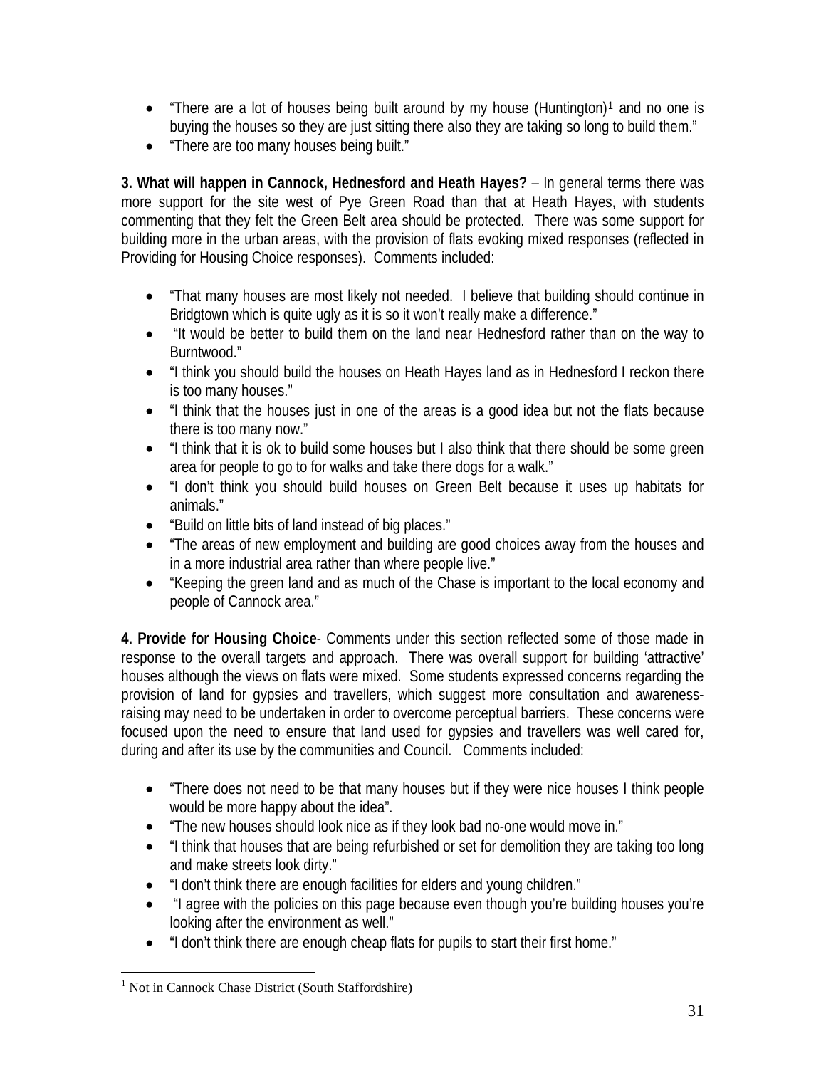- "There are a lot of houses being built around by my house (Huntington)[1] and no one is buying the houses so they are just sitting there also they are taking so long to build them."
- "There are too many houses being built."

**3. What will happen in Cannock, Hednesford and Heath Hayes?** – In general terms there was more support for the site west of Pye Green Road than that at Heath Hayes, with students commenting that they felt the Green Belt area should be protected. There was some support for building more in the urban areas, with the provision of flats evoking mixed responses (reflected in Providing for Housing Choice responses). Comments included:

- "That many houses are most likely not needed. I believe that building should continue in Bridgtown which is quite ugly as it is so it won't really make a difference."
- "It would be better to build them on the land near Hednesford rather than on the way to Burntwood."
- "I think you should build the houses on Heath Hayes land as in Hednesford I reckon there is too many houses."
- "I think that the houses just in one of the areas is a good idea but not the flats because there is too many now."
- "I think that it is ok to build some houses but I also think that there should be some green area for people to go to for walks and take there dogs for a walk."
- "I don't think you should build houses on Green Belt because it uses up habitats for animals."
- "Build on little bits of land instead of big places."
- "The areas of new employment and building are good choices away from the houses and in a more industrial area rather than where people live."
- "Keeping the green land and as much of the Chase is important to the local economy and people of Cannock area."

**4. Provide for Housing Choice**- Comments under this section reflected some of those made in response to the overall targets and approach. There was overall support for building 'attractive' houses although the views on flats were mixed. Some students expressed concerns regarding the provision of land for gypsies and travellers, which suggest more consultation and awareness-raising may need to be undertaken in order to overcome perceptual barriers. These concerns were focused upon the need to ensure that land used for gypsies and travellers was well cared for, during and after its use by the communities and Council. Comments included:

- "There does not need to be that many houses but if they were nice houses I think people would be more happy about the idea".
- "The new houses should look nice as if they look bad no-one would move in."
- "I think that houses that are being refurbished or set for demolition they are taking too long and make streets look dirty."
- "I don't think there are enough facilities for elders and young children."
- "I agree with the policies on this page because even though you're building houses you're looking after the environment as well."
- "I don't think there are enough cheap flats for pupils to start their first home."

---

[1] Not in Cannock Chase District (South Staffordshire)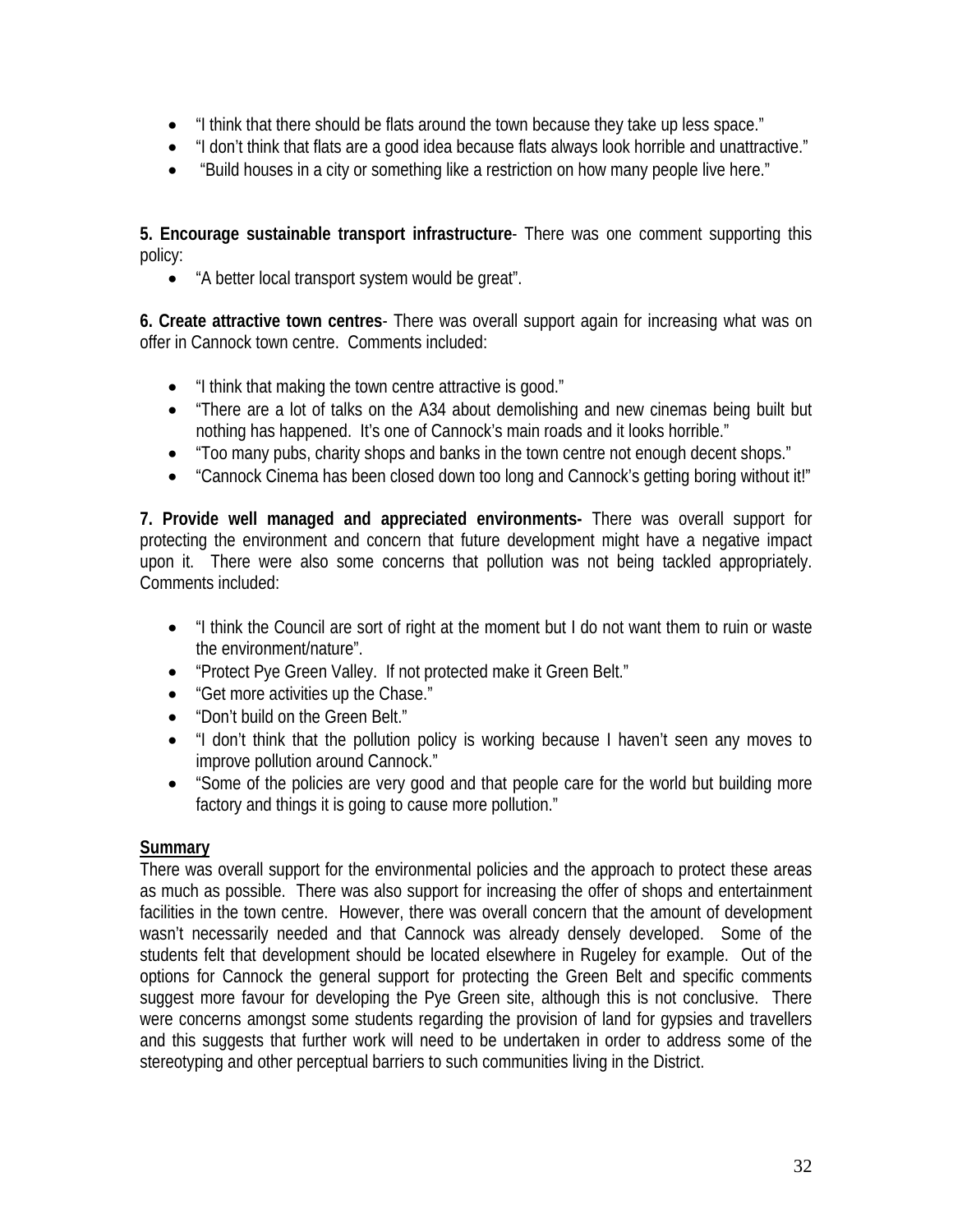- "I think that there should be flats around the town because they take up less space."
- "I don't think that flats are a good idea because flats always look horrible and unattractive."
- "Build houses in a city or something like a restriction on how many people live here."

**5. Encourage sustainable transport infrastructure**- There was one comment supporting this policy:

- "A better local transport system would be great".

**6. Create attractive town centres**- There was overall support again for increasing what was on offer in Cannock town centre. Comments included:

- "I think that making the town centre attractive is good."
- "There are a lot of talks on the A34 about demolishing and new cinemas being built but nothing has happened. It's one of Cannock's main roads and it looks horrible."
- "Too many pubs, charity shops and banks in the town centre not enough decent shops."
- "Cannock Cinema has been closed down too long and Cannock's getting boring without it!"

**7. Provide well managed and appreciated environments-** There was overall support for protecting the environment and concern that future development might have a negative impact upon it. There were also some concerns that pollution was not being tackled appropriately. Comments included:

- "I think the Council are sort of right at the moment but I do not want them to ruin or waste the environment/nature".
- "Protect Pye Green Valley. If not protected make it Green Belt."
- "Get more activities up the Chase."
- "Don't build on the Green Belt."
- "I don't think that the pollution policy is working because I haven't seen any moves to improve pollution around Cannock."
- "Some of the policies are very good and that people care for the world but building more factory and things it is going to cause more pollution."

**Summary**

There was overall support for the environmental policies and the approach to protect these areas as much as possible. There was also support for increasing the offer of shops and entertainment facilities in the town centre. However, there was overall concern that the amount of development wasn't necessarily needed and that Cannock was already densely developed. Some of the students felt that development should be located elsewhere in Rugeley for example. Out of the options for Cannock the general support for protecting the Green Belt and specific comments suggest more favour for developing the Pye Green site, although this is not conclusive. There were concerns amongst some students regarding the provision of land for gypsies and travellers and this suggests that further work will need to be undertaken in order to address some of the stereotyping and other perceptual barriers to such communities living in the District.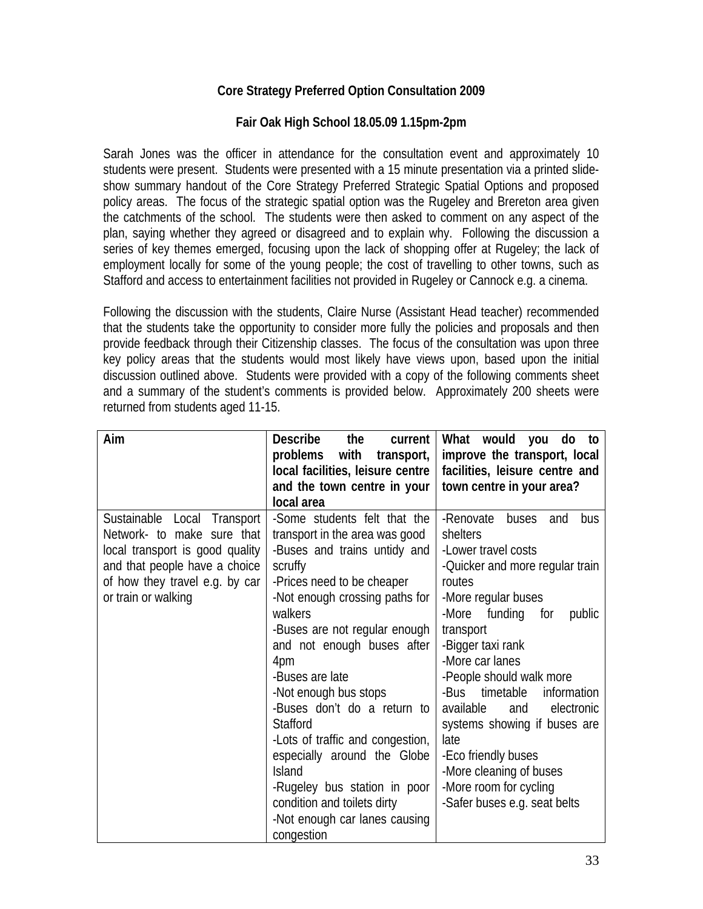**Core Strategy Preferred Option Consultation 2009**

**Fair Oak High School 18.05.09 1.15pm-2pm**

Sarah Jones was the officer in attendance for the consultation event and approximately 10 students were present. Students were presented with a 15 minute presentation via a printed slide-show summary handout of the Core Strategy Preferred Strategic Spatial Options and proposed policy areas. The focus of the strategic spatial option was the Rugeley and Brereton area given the catchments of the school. The students were then asked to comment on any aspect of the plan, saying whether they agreed or disagreed and to explain why. Following the discussion a series of key themes emerged, focusing upon the lack of shopping offer at Rugeley; the lack of employment locally for some of the young people; the cost of travelling to other towns, such as Stafford and access to entertainment facilities not provided in Rugeley or Cannock e.g. a cinema.

Following the discussion with the students, Claire Nurse (Assistant Head teacher) recommended that the students take the opportunity to consider more fully the policies and proposals and then provide feedback through their Citizenship classes. The focus of the consultation was upon three key policy areas that the students would most likely have views upon, based upon the initial discussion outlined above. Students were provided with a copy of the following comments sheet and a summary of the student's comments is provided below. Approximately 200 sheets were returned from students aged 11-15.

| Aim | Describe the current problems with transport, local facilities, leisure centre and the town centre in your local area | What would you do to improve the transport, local facilities, leisure centre and town centre in your area? |
|---|---|---|
| Sustainable Local Transport Network- to make sure that local transport is good quality and that people have a choice of how they travel e.g. by car or train or walking | -Some students felt that the transport in the area was good<br>-Buses and trains untidy and scruffy<br>-Prices need to be cheaper<br>-Not enough crossing paths for walkers<br>-Buses are not regular enough and not enough buses after 4pm<br>-Buses are late<br>-Not enough bus stops<br>-Buses don't do a return to Stafford<br>-Lots of traffic and congestion, especially around the Globe Island<br>-Rugeley bus station in poor condition and toilets dirty<br>-Not enough car lanes causing congestion | -Renovate buses and bus shelters<br>-Lower travel costs<br>-Quicker and more regular train routes<br>-More regular buses<br>-More funding for public transport<br>-Bigger taxi rank<br>-More car lanes<br>-People should walk more<br>-Bus timetable information available and electronic systems showing if buses are late<br>-Eco friendly buses<br>-More cleaning of buses<br>-More room for cycling<br>-Safer buses e.g. seat belts |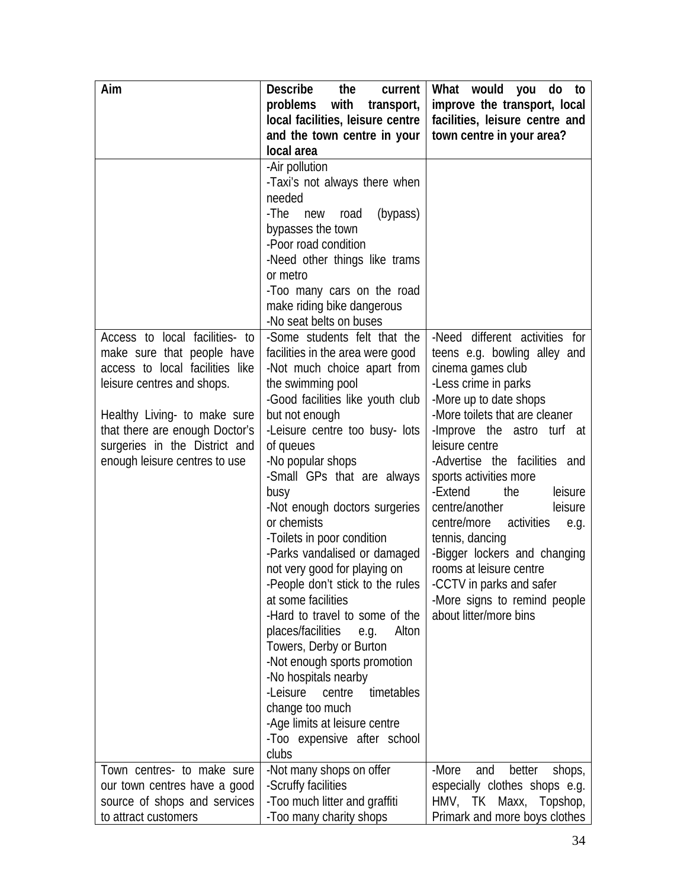| Aim | Describe the current problems with transport, local facilities, leisure centre and the town centre in your local area | What would you do to improve the transport, local facilities, leisure centre and town centre in your area? |
|---|---|---|
| | -Air pollution<br>-Taxi's not always there when needed<br>-The new road (bypass) bypasses the town<br>-Poor road condition<br>-Need other things like trams or metro<br>-Too many cars on the road make riding bike dangerous<br>-No seat belts on buses | |
| Access to local facilities- to make sure that people have access to local facilities like leisure centres and shops.<br><br>Healthy Living- to make sure that there are enough Doctor's surgeries in the District and enough leisure centres to use | -Some students felt that the facilities in the area were good<br>-Not much choice apart from the swimming pool<br>-Good facilities like youth club but not enough<br>-Leisure centre too busy- lots of queues<br>-No popular shops<br>-Small GPs that are always busy<br>-Not enough doctors surgeries or chemists<br>-Toilets in poor condition<br>-Parks vandalised or damaged not very good for playing on<br>-People don't stick to the rules at some facilities<br>-Hard to travel to some of the places/facilities e.g. Alton Towers, Derby or Burton<br>-Not enough sports promotion<br>-No hospitals nearby<br>-Leisure centre timetables change too much<br>-Age limits at leisure centre<br>-Too expensive after school clubs | -Need different activities for teens e.g. bowling alley and cinema games club<br>-Less crime in parks<br>-More up to date shops<br>-More toilets that are cleaner<br>-Improve the astro turf at leisure centre<br>-Advertise the facilities and sports activities more<br>-Extend the leisure centre/another leisure centre/more activities e.g. tennis, dancing<br>-Bigger lockers and changing rooms at leisure centre<br>-CCTV in parks and safer<br>-More signs to remind people about litter/more bins |
| Town centres- to make sure our town centres have a good source of shops and services to attract customers | -Not many shops on offer<br>-Scruffy facilities<br>-Too much litter and graffiti<br>-Too many charity shops | -More and better shops, especially clothes shops e.g. HMV, TK Maxx, Topshop, Primark and more boys clothes |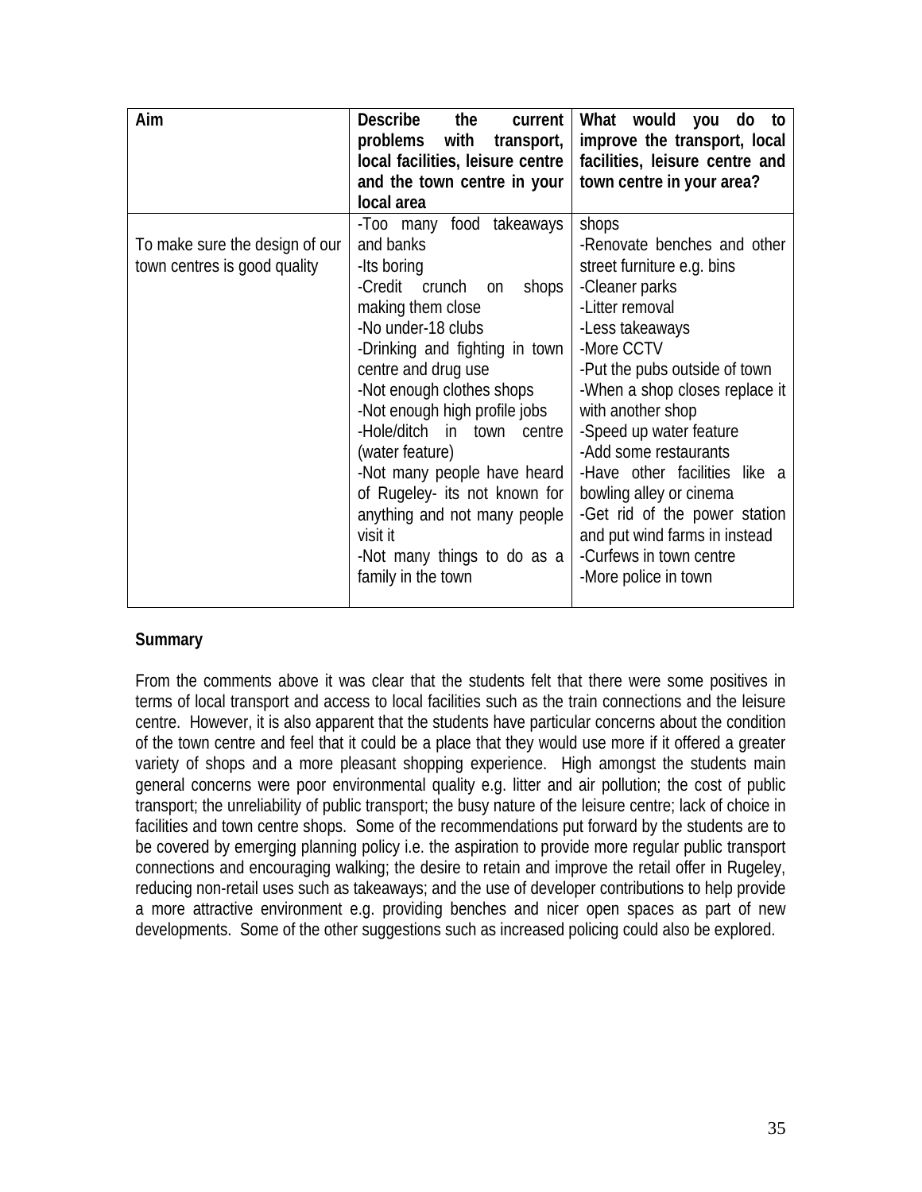| Aim | Describe the current problems with transport, local facilities, leisure centre and the town centre in your local area | What would you do to improve the transport, local facilities, leisure centre and town centre in your area? |
|---|---|---|
| To make sure the design of our town centres is good quality | -Too many food takeaways and banks<br>-Its boring<br>-Credit crunch on shops making them close<br>-No under-18 clubs<br>-Drinking and fighting in town centre and drug use<br>-Not enough clothes shops<br>-Not enough high profile jobs<br>-Hole/ditch in town centre (water feature)<br>-Not many people have heard of Rugeley- its not known for anything and not many people visit it<br>-Not many things to do as a family in the town | shops<br>-Renovate benches and other street furniture e.g. bins<br>-Cleaner parks<br>-Litter removal<br>-Less takeaways<br>-More CCTV<br>-Put the pubs outside of town<br>-When a shop closes replace it with another shop<br>-Speed up water feature<br>-Add some restaurants<br>-Have other facilities like a bowling alley or cinema<br>-Get rid of the power station and put wind farms in instead<br>-Curfews in town centre<br>-More police in town |

**Summary**

From the comments above it was clear that the students felt that there were some positives in terms of local transport and access to local facilities such as the train connections and the leisure centre. However, it is also apparent that the students have particular concerns about the condition of the town centre and feel that it could be a place that they would use more if it offered a greater variety of shops and a more pleasant shopping experience. High amongst the students main general concerns were poor environmental quality e.g. litter and air pollution; the cost of public transport; the unreliability of public transport; the busy nature of the leisure centre; lack of choice in facilities and town centre shops. Some of the recommendations put forward by the students are to be covered by emerging planning policy i.e. the aspiration to provide more regular public transport connections and encouraging walking; the desire to retain and improve the retail offer in Rugeley, reducing non-retail uses such as takeaways; and the use of developer contributions to help provide a more attractive environment e.g. providing benches and nicer open spaces as part of new developments. Some of the other suggestions such as increased policing could also be explored.